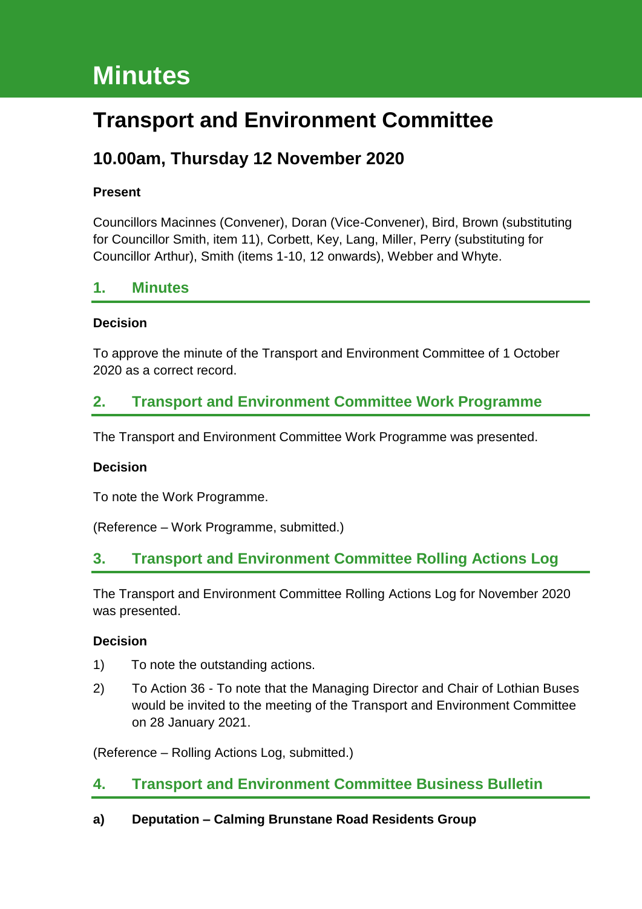# Minutes

# Transport and Environment Committee

## 10.00am, Thursday 12 November 2020

**Present**

Councillors Macinnes (Convener), Doran (Vice-Convener), Bird, Brown (substituting for Councillor Smith, item 11), Corbett, Key, Lang, Miller, Perry (substituting for Councillor Arthur), Smith (items 1-10, 12 onwards), Webber and Whyte.

## 1. Minutes

**Decision**

To approve the minute of the Transport and Environment Committee of 1 October 2020 as a correct record.

## 2. Transport and Environment Committee Work Programme

The Transport and Environment Committee Work Programme was presented.

**Decision**

To note the Work Programme.

(Reference – Work Programme, submitted.)

## 3. Transport and Environment Committee Rolling Actions Log

The Transport and Environment Committee Rolling Actions Log for November 2020 was presented.

**Decision**

1) To note the outstanding actions.

2) To Action 36 - To note that the Managing Director and Chair of Lothian Buses would be invited to the meeting of the Transport and Environment Committee on 28 January 2021.

(Reference – Rolling Actions Log, submitted.)

## 4. Transport and Environment Committee Business Bulletin

**a) Deputation – Calming Brunstane Road Residents Group**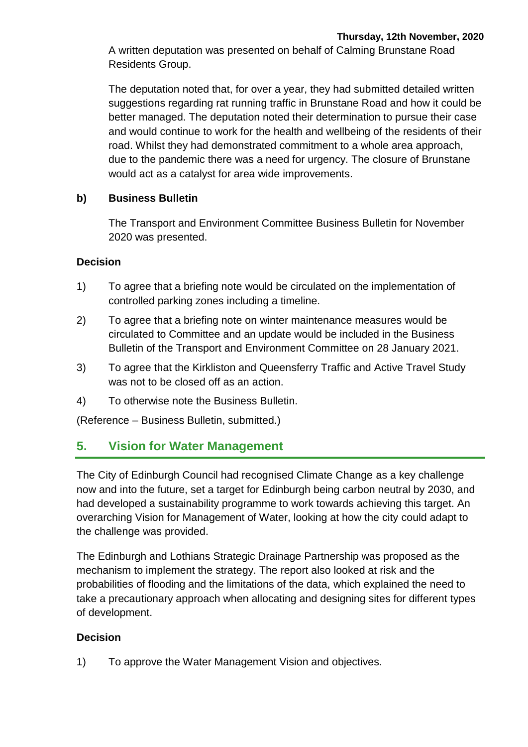A written deputation was presented on behalf of Calming Brunstane Road Residents Group.

The deputation noted that, for over a year, they had submitted detailed written suggestions regarding rat running traffic in Brunstane Road and how it could be better managed. The deputation noted their determination to pursue their case and would continue to work for the health and wellbeing of the residents of their road. Whilst they had demonstrated commitment to a whole area approach, due to the pandemic there was a need for urgency. The closure of Brunstane would act as a catalyst for area wide improvements.

**b) Business Bulletin**

The Transport and Environment Committee Business Bulletin for November 2020 was presented.

**Decision**

1) To agree that a briefing note would be circulated on the implementation of controlled parking zones including a timeline.

2) To agree that a briefing note on winter maintenance measures would be circulated to Committee and an update would be included in the Business Bulletin of the Transport and Environment Committee on 28 January 2021.

3) To agree that the Kirkliston and Queensferry Traffic and Active Travel Study was not to be closed off as an action.

4) To otherwise note the Business Bulletin.

(Reference – Business Bulletin, submitted.)

## 5. Vision for Water Management

The City of Edinburgh Council had recognised Climate Change as a key challenge now and into the future, set a target for Edinburgh being carbon neutral by 2030, and had developed a sustainability programme to work towards achieving this target. An overarching Vision for Management of Water, looking at how the city could adapt to the challenge was provided.

The Edinburgh and Lothians Strategic Drainage Partnership was proposed as the mechanism to implement the strategy. The report also looked at risk and the probabilities of flooding and the limitations of the data, which explained the need to take a precautionary approach when allocating and designing sites for different types of development.

**Decision**

1) To approve the Water Management Vision and objectives.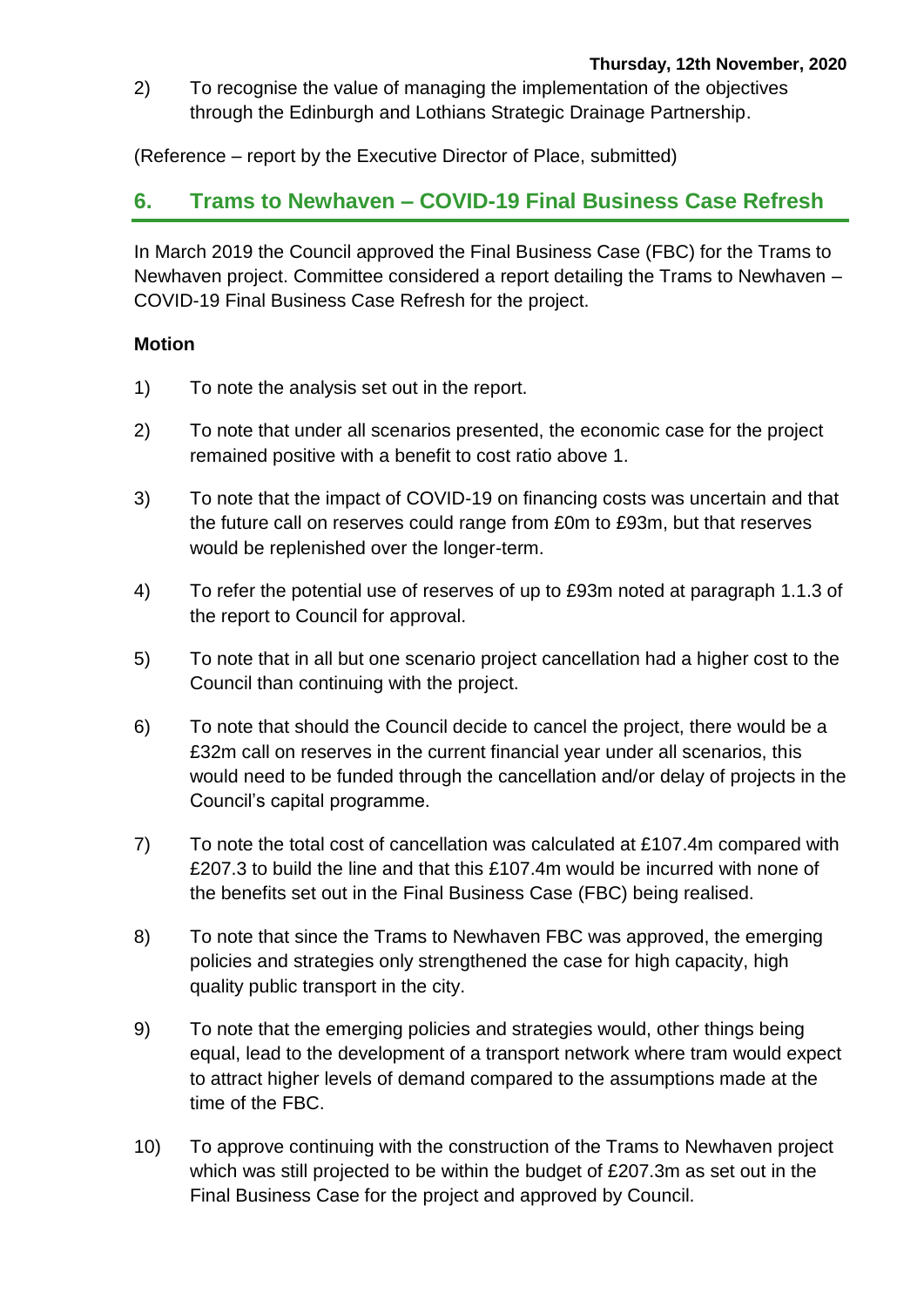2) To recognise the value of managing the implementation of the objectives through the Edinburgh and Lothians Strategic Drainage Partnership.

(Reference – report by the Executive Director of Place, submitted)

## 6. Trams to Newhaven – COVID-19 Final Business Case Refresh

In March 2019 the Council approved the Final Business Case (FBC) for the Trams to Newhaven project. Committee considered a report detailing the Trams to Newhaven – COVID-19 Final Business Case Refresh for the project.

**Motion**

1) To note the analysis set out in the report.

2) To note that under all scenarios presented, the economic case for the project remained positive with a benefit to cost ratio above 1.

3) To note that the impact of COVID-19 on financing costs was uncertain and that the future call on reserves could range from £0m to £93m, but that reserves would be replenished over the longer-term.

4) To refer the potential use of reserves of up to £93m noted at paragraph 1.1.3 of the report to Council for approval.

5) To note that in all but one scenario project cancellation had a higher cost to the Council than continuing with the project.

6) To note that should the Council decide to cancel the project, there would be a £32m call on reserves in the current financial year under all scenarios, this would need to be funded through the cancellation and/or delay of projects in the Council's capital programme.

7) To note the total cost of cancellation was calculated at £107.4m compared with £207.3 to build the line and that this £107.4m would be incurred with none of the benefits set out in the Final Business Case (FBC) being realised.

8) To note that since the Trams to Newhaven FBC was approved, the emerging policies and strategies only strengthened the case for high capacity, high quality public transport in the city.

9) To note that the emerging policies and strategies would, other things being equal, lead to the development of a transport network where tram would expect to attract higher levels of demand compared to the assumptions made at the time of the FBC.

10) To approve continuing with the construction of the Trams to Newhaven project which was still projected to be within the budget of £207.3m as set out in the Final Business Case for the project and approved by Council.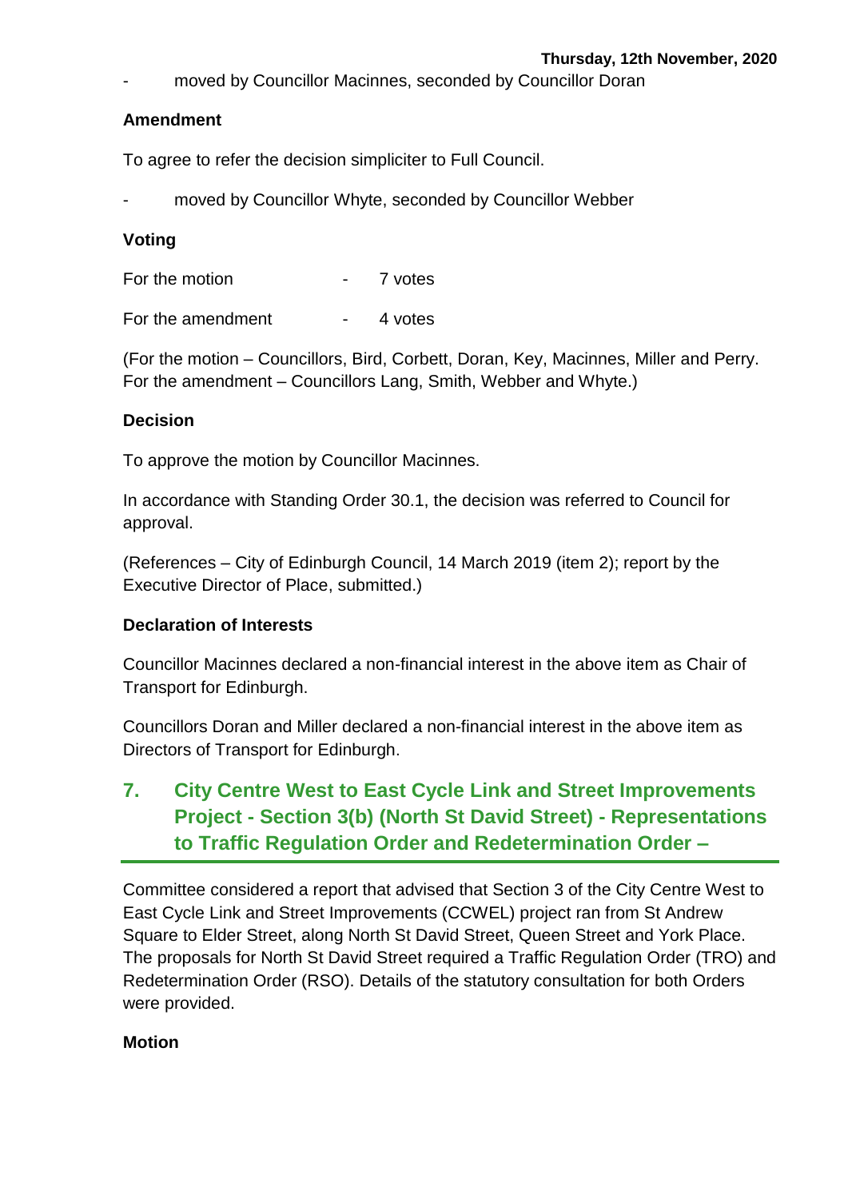- moved by Councillor Macinnes, seconded by Councillor Doran

**Amendment**

To agree to refer the decision simpliciter to Full Council.

- moved by Councillor Whyte, seconded by Councillor Webber

**Voting**

| | | |
|---|---|---|
| For the motion | - | 7 votes |
| For the amendment | - | 4 votes |

(For the motion – Councillors, Bird, Corbett, Doran, Key, Macinnes, Miller and Perry. For the amendment – Councillors Lang, Smith, Webber and Whyte.)

**Decision**

To approve the motion by Councillor Macinnes.

In accordance with Standing Order 30.1, the decision was referred to Council for approval.

(References – City of Edinburgh Council, 14 March 2019 (item 2); report by the Executive Director of Place, submitted.)

**Declaration of Interests**

Councillor Macinnes declared a non-financial interest in the above item as Chair of Transport for Edinburgh.

Councillors Doran and Miller declared a non-financial interest in the above item as Directors of Transport for Edinburgh.

## 7. City Centre West to East Cycle Link and Street Improvements Project - Section 3(b) (North St David Street) - Representations to Traffic Regulation Order and Redetermination Order –

Committee considered a report that advised that Section 3 of the City Centre West to East Cycle Link and Street Improvements (CCWEL) project ran from St Andrew Square to Elder Street, along North St David Street, Queen Street and York Place. The proposals for North St David Street required a Traffic Regulation Order (TRO) and Redetermination Order (RSO). Details of the statutory consultation for both Orders were provided.

**Motion**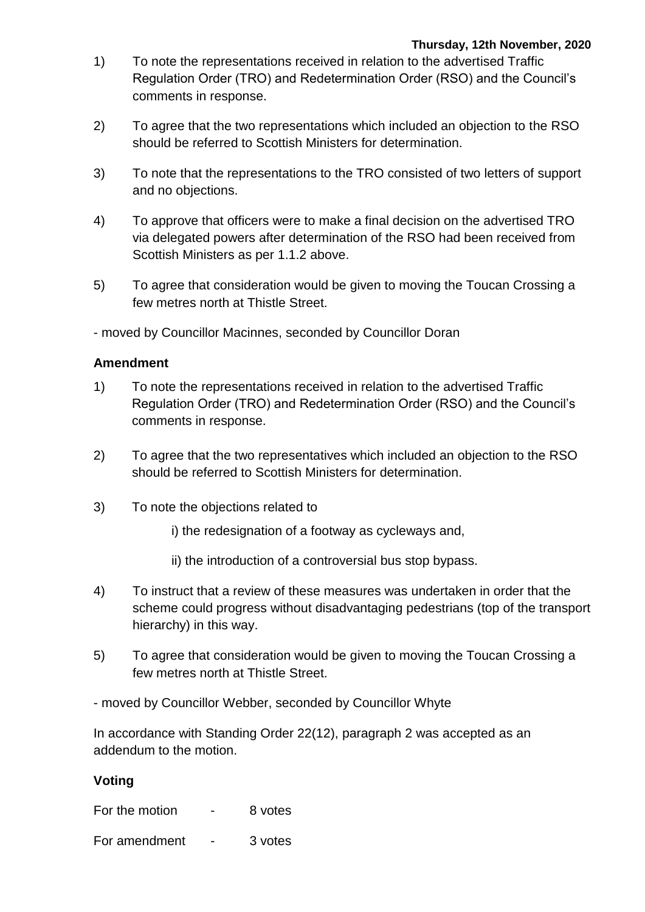1) To note the representations received in relation to the advertised Traffic Regulation Order (TRO) and Redetermination Order (RSO) and the Council's comments in response.

2) To agree that the two representations which included an objection to the RSO should be referred to Scottish Ministers for determination.

3) To note that the representations to the TRO consisted of two letters of support and no objections.

4) To approve that officers were to make a final decision on the advertised TRO via delegated powers after determination of the RSO had been received from Scottish Ministers as per 1.1.2 above.

5) To agree that consideration would be given to moving the Toucan Crossing a few metres north at Thistle Street.

- moved by Councillor Macinnes, seconded by Councillor Doran

**Amendment**

1) To note the representations received in relation to the advertised Traffic Regulation Order (TRO) and Redetermination Order (RSO) and the Council's comments in response.

2) To agree that the two representatives which included an objection to the RSO should be referred to Scottish Ministers for determination.

3) To note the objections related to

   i) the redesignation of a footway as cycleways and,

   ii) the introduction of a controversial bus stop bypass.

4) To instruct that a review of these measures was undertaken in order that the scheme could progress without disadvantaging pedestrians (top of the transport hierarchy) in this way.

5) To agree that consideration would be given to moving the Toucan Crossing a few metres north at Thistle Street.

- moved by Councillor Webber, seconded by Councillor Whyte

In accordance with Standing Order 22(12), paragraph 2 was accepted as an addendum to the motion.

**Voting**

For the motion - 8 votes

For amendment - 3 votes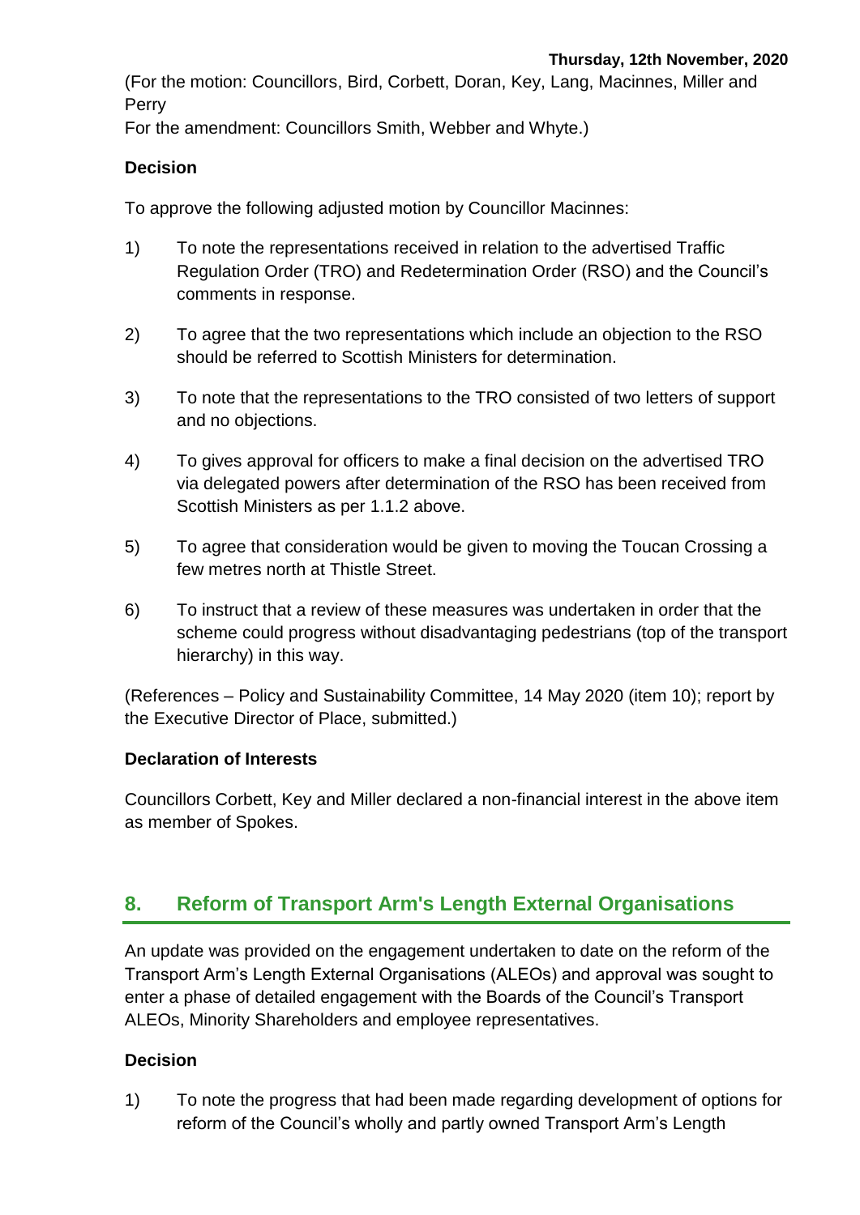(For the motion: Councillors, Bird, Corbett, Doran, Key, Lang, Macinnes, Miller and Perry
For the amendment: Councillors Smith, Webber and Whyte.)

**Decision**

To approve the following adjusted motion by Councillor Macinnes:

1) To note the representations received in relation to the advertised Traffic Regulation Order (TRO) and Redetermination Order (RSO) and the Council's comments in response.

2) To agree that the two representations which include an objection to the RSO should be referred to Scottish Ministers for determination.

3) To note that the representations to the TRO consisted of two letters of support and no objections.

4) To gives approval for officers to make a final decision on the advertised TRO via delegated powers after determination of the RSO has been received from Scottish Ministers as per 1.1.2 above.

5) To agree that consideration would be given to moving the Toucan Crossing a few metres north at Thistle Street.

6) To instruct that a review of these measures was undertaken in order that the scheme could progress without disadvantaging pedestrians (top of the transport hierarchy) in this way.

(References – Policy and Sustainability Committee, 14 May 2020 (item 10); report by the Executive Director of Place, submitted.)

**Declaration of Interests**

Councillors Corbett, Key and Miller declared a non-financial interest in the above item as member of Spokes.

## 8. Reform of Transport Arm's Length External Organisations

An update was provided on the engagement undertaken to date on the reform of the Transport Arm's Length External Organisations (ALEOs) and approval was sought to enter a phase of detailed engagement with the Boards of the Council's Transport ALEOs, Minority Shareholders and employee representatives.

**Decision**

1) To note the progress that had been made regarding development of options for reform of the Council's wholly and partly owned Transport Arm's Length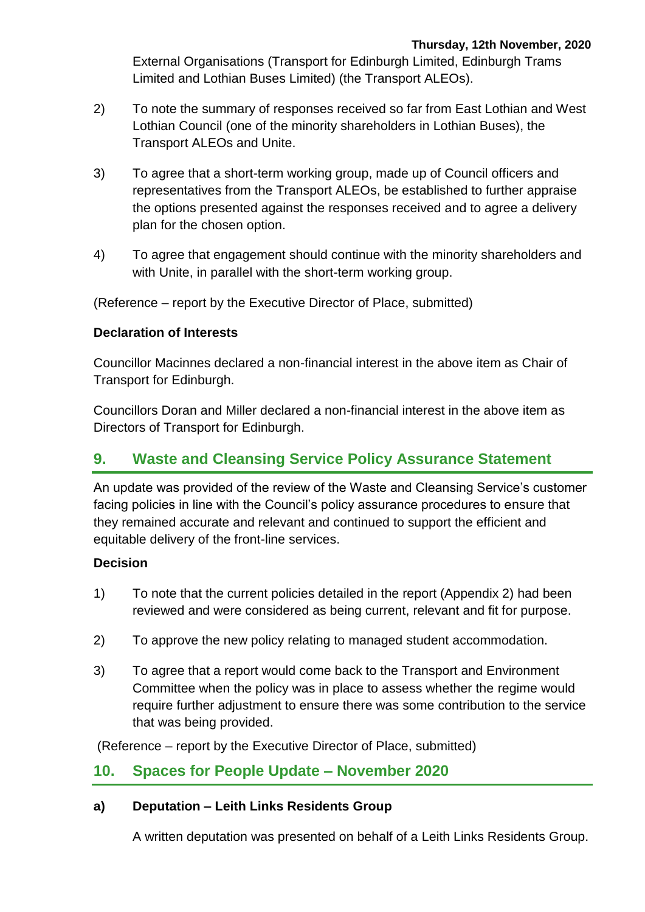External Organisations (Transport for Edinburgh Limited, Edinburgh Trams Limited and Lothian Buses Limited) (the Transport ALEOs).

2) To note the summary of responses received so far from East Lothian and West Lothian Council (one of the minority shareholders in Lothian Buses), the Transport ALEOs and Unite.

3) To agree that a short-term working group, made up of Council officers and representatives from the Transport ALEOs, be established to further appraise the options presented against the responses received and to agree a delivery plan for the chosen option.

4) To agree that engagement should continue with the minority shareholders and with Unite, in parallel with the short-term working group.

(Reference – report by the Executive Director of Place, submitted)

**Declaration of Interests**

Councillor Macinnes declared a non-financial interest in the above item as Chair of Transport for Edinburgh.

Councillors Doran and Miller declared a non-financial interest in the above item as Directors of Transport for Edinburgh.

## 9. Waste and Cleansing Service Policy Assurance Statement

An update was provided of the review of the Waste and Cleansing Service's customer facing policies in line with the Council's policy assurance procedures to ensure that they remained accurate and relevant and continued to support the efficient and equitable delivery of the front-line services.

**Decision**

1) To note that the current policies detailed in the report (Appendix 2) had been reviewed and were considered as being current, relevant and fit for purpose.

2) To approve the new policy relating to managed student accommodation.

3) To agree that a report would come back to the Transport and Environment Committee when the policy was in place to assess whether the regime would require further adjustment to ensure there was some contribution to the service that was being provided.

(Reference – report by the Executive Director of Place, submitted)

## 10. Spaces for People Update – November 2020

**a) Deputation – Leith Links Residents Group**

A written deputation was presented on behalf of a Leith Links Residents Group.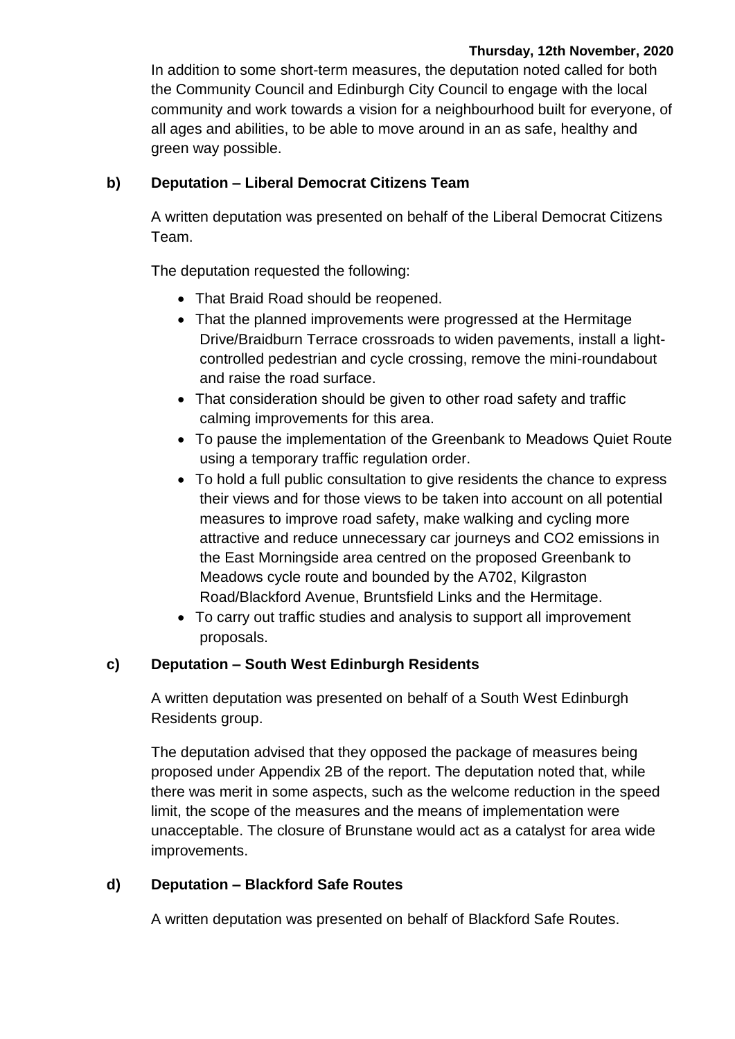In addition to some short-term measures, the deputation noted called for both the Community Council and Edinburgh City Council to engage with the local community and work towards a vision for a neighbourhood built for everyone, of all ages and abilities, to be able to move around in an as safe, healthy and green way possible.

**b) Deputation – Liberal Democrat Citizens Team**

A written deputation was presented on behalf of the Liberal Democrat Citizens Team.

The deputation requested the following:

- That Braid Road should be reopened.
- That the planned improvements were progressed at the Hermitage Drive/Braidburn Terrace crossroads to widen pavements, install a light-controlled pedestrian and cycle crossing, remove the mini-roundabout and raise the road surface.
- That consideration should be given to other road safety and traffic calming improvements for this area.
- To pause the implementation of the Greenbank to Meadows Quiet Route using a temporary traffic regulation order.
- To hold a full public consultation to give residents the chance to express their views and for those views to be taken into account on all potential measures to improve road safety, make walking and cycling more attractive and reduce unnecessary car journeys and $CO_2$ emissions in the East Morningside area centred on the proposed Greenbank to Meadows cycle route and bounded by the A702, Kilgraston Road/Blackford Avenue, Bruntsfield Links and the Hermitage.
- To carry out traffic studies and analysis to support all improvement proposals.

**c) Deputation – South West Edinburgh Residents**

A written deputation was presented on behalf of a South West Edinburgh Residents group.

The deputation advised that they opposed the package of measures being proposed under Appendix 2B of the report. The deputation noted that, while there was merit in some aspects, such as the welcome reduction in the speed limit, the scope of the measures and the means of implementation were unacceptable. The closure of Brunstane would act as a catalyst for area wide improvements.

**d) Deputation – Blackford Safe Routes**

A written deputation was presented on behalf of Blackford Safe Routes.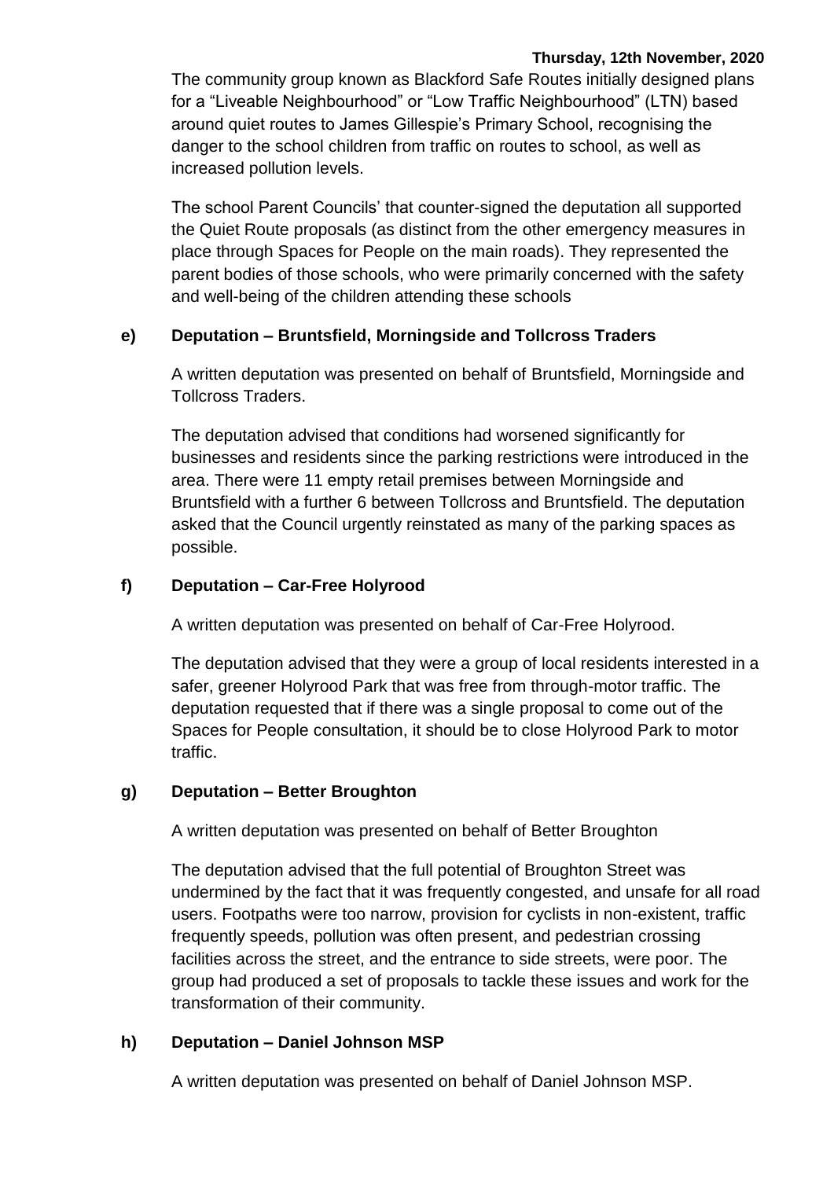The community group known as Blackford Safe Routes initially designed plans for a "Liveable Neighbourhood" or "Low Traffic Neighbourhood" (LTN) based around quiet routes to James Gillespie's Primary School, recognising the danger to the school children from traffic on routes to school, as well as increased pollution levels.

The school Parent Councils' that counter-signed the deputation all supported the Quiet Route proposals (as distinct from the other emergency measures in place through Spaces for People on the main roads). They represented the parent bodies of those schools, who were primarily concerned with the safety and well-being of the children attending these schools

### e) Deputation – Bruntsfield, Morningside and Tollcross Traders

A written deputation was presented on behalf of Bruntsfield, Morningside and Tollcross Traders.

The deputation advised that conditions had worsened significantly for businesses and residents since the parking restrictions were introduced in the area. There were 11 empty retail premises between Morningside and Bruntsfield with a further 6 between Tollcross and Bruntsfield. The deputation asked that the Council urgently reinstated as many of the parking spaces as possible.

### f) Deputation – Car-Free Holyrood

A written deputation was presented on behalf of Car-Free Holyrood.

The deputation advised that they were a group of local residents interested in a safer, greener Holyrood Park that was free from through-motor traffic. The deputation requested that if there was a single proposal to come out of the Spaces for People consultation, it should be to close Holyrood Park to motor traffic.

### g) Deputation – Better Broughton

A written deputation was presented on behalf of Better Broughton

The deputation advised that the full potential of Broughton Street was undermined by the fact that it was frequently congested, and unsafe for all road users. Footpaths were too narrow, provision for cyclists in non-existent, traffic frequently speeds, pollution was often present, and pedestrian crossing facilities across the street, and the entrance to side streets, were poor. The group had produced a set of proposals to tackle these issues and work for the transformation of their community.

### h) Deputation – Daniel Johnson MSP

A written deputation was presented on behalf of Daniel Johnson MSP.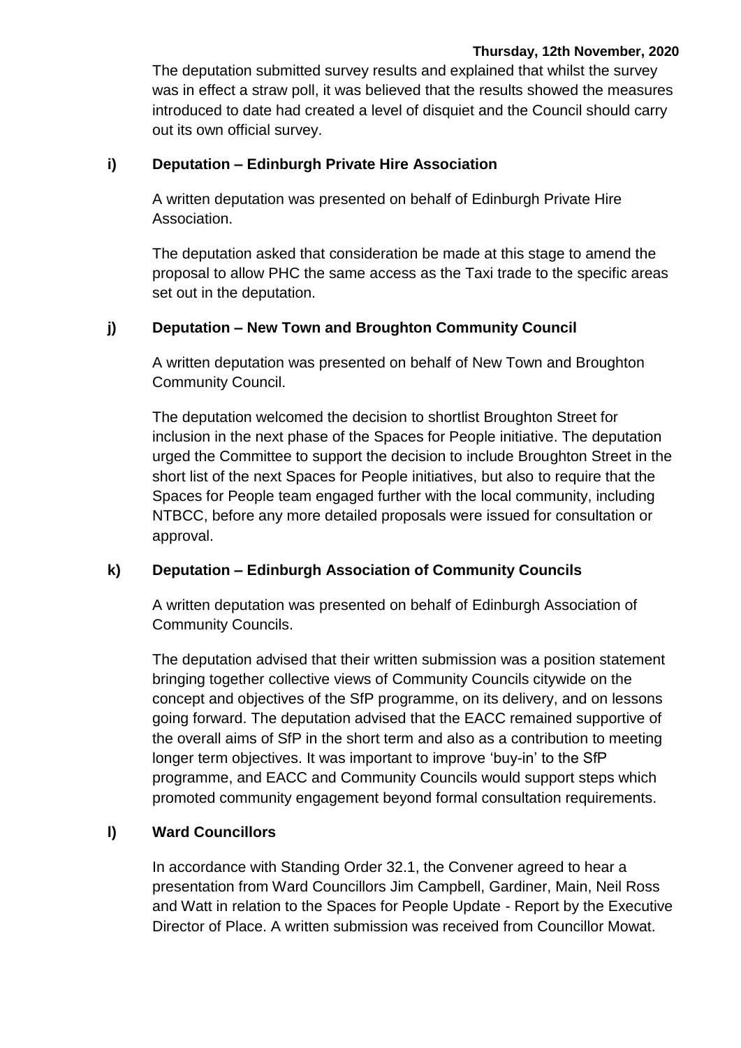The deputation submitted survey results and explained that whilst the survey was in effect a straw poll, it was believed that the results showed the measures introduced to date had created a level of disquiet and the Council should carry out its own official survey.

### i) Deputation – Edinburgh Private Hire Association

A written deputation was presented on behalf of Edinburgh Private Hire Association.

The deputation asked that consideration be made at this stage to amend the proposal to allow PHC the same access as the Taxi trade to the specific areas set out in the deputation.

### j) Deputation – New Town and Broughton Community Council

A written deputation was presented on behalf of New Town and Broughton Community Council.

The deputation welcomed the decision to shortlist Broughton Street for inclusion in the next phase of the Spaces for People initiative. The deputation urged the Committee to support the decision to include Broughton Street in the short list of the next Spaces for People initiatives, but also to require that the Spaces for People team engaged further with the local community, including NTBCC, before any more detailed proposals were issued for consultation or approval.

### k) Deputation – Edinburgh Association of Community Councils

A written deputation was presented on behalf of Edinburgh Association of Community Councils.

The deputation advised that their written submission was a position statement bringing together collective views of Community Councils citywide on the concept and objectives of the SfP programme, on its delivery, and on lessons going forward. The deputation advised that the EACC remained supportive of the overall aims of SfP in the short term and also as a contribution to meeting longer term objectives. It was important to improve 'buy-in' to the SfP programme, and EACC and Community Councils would support steps which promoted community engagement beyond formal consultation requirements.

### l) Ward Councillors

In accordance with Standing Order 32.1, the Convener agreed to hear a presentation from Ward Councillors Jim Campbell, Gardiner, Main, Neil Ross and Watt in relation to the Spaces for People Update - Report by the Executive Director of Place. A written submission was received from Councillor Mowat.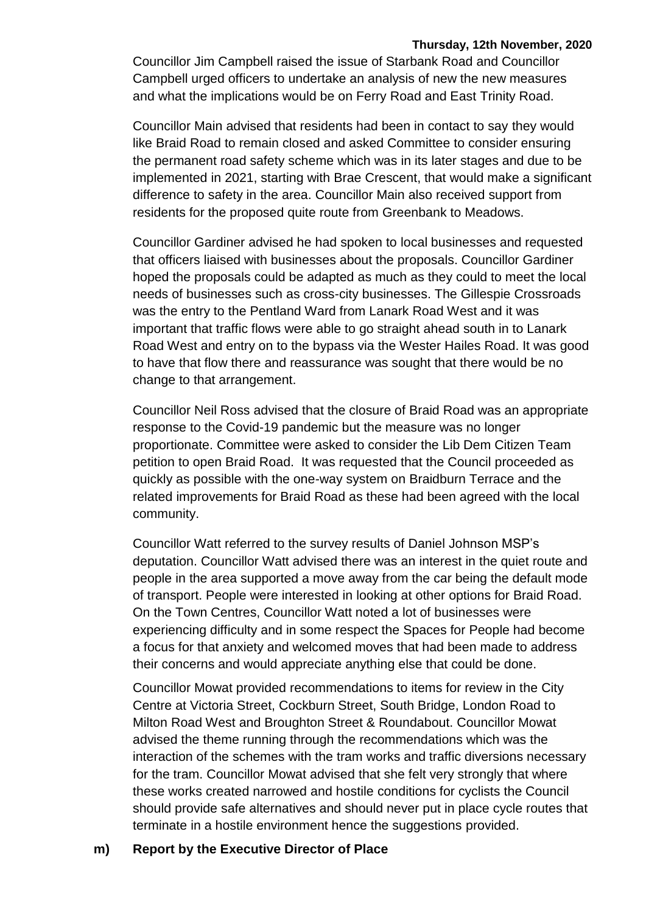Councillor Jim Campbell raised the issue of Starbank Road and Councillor Campbell urged officers to undertake an analysis of new the new measures and what the implications would be on Ferry Road and East Trinity Road.

Councillor Main advised that residents had been in contact to say they would like Braid Road to remain closed and asked Committee to consider ensuring the permanent road safety scheme which was in its later stages and due to be implemented in 2021, starting with Brae Crescent, that would make a significant difference to safety in the area. Councillor Main also received support from residents for the proposed quite route from Greenbank to Meadows.

Councillor Gardiner advised he had spoken to local businesses and requested that officers liaised with businesses about the proposals. Councillor Gardiner hoped the proposals could be adapted as much as they could to meet the local needs of businesses such as cross-city businesses. The Gillespie Crossroads was the entry to the Pentland Ward from Lanark Road West and it was important that traffic flows were able to go straight ahead south in to Lanark Road West and entry on to the bypass via the Wester Hailes Road. It was good to have that flow there and reassurance was sought that there would be no change to that arrangement.

Councillor Neil Ross advised that the closure of Braid Road was an appropriate response to the Covid-19 pandemic but the measure was no longer proportionate. Committee were asked to consider the Lib Dem Citizen Team petition to open Braid Road. It was requested that the Council proceeded as quickly as possible with the one-way system on Braidburn Terrace and the related improvements for Braid Road as these had been agreed with the local community.

Councillor Watt referred to the survey results of Daniel Johnson MSP's deputation. Councillor Watt advised there was an interest in the quiet route and people in the area supported a move away from the car being the default mode of transport. People were interested in looking at other options for Braid Road. On the Town Centres, Councillor Watt noted a lot of businesses were experiencing difficulty and in some respect the Spaces for People had become a focus for that anxiety and welcomed moves that had been made to address their concerns and would appreciate anything else that could be done.

Councillor Mowat provided recommendations to items for review in the City Centre at Victoria Street, Cockburn Street, South Bridge, London Road to Milton Road West and Broughton Street & Roundabout. Councillor Mowat advised the theme running through the recommendations which was the interaction of the schemes with the tram works and traffic diversions necessary for the tram. Councillor Mowat advised that she felt very strongly that where these works created narrowed and hostile conditions for cyclists the Council should provide safe alternatives and should never put in place cycle routes that terminate in a hostile environment hence the suggestions provided.

**m) Report by the Executive Director of Place**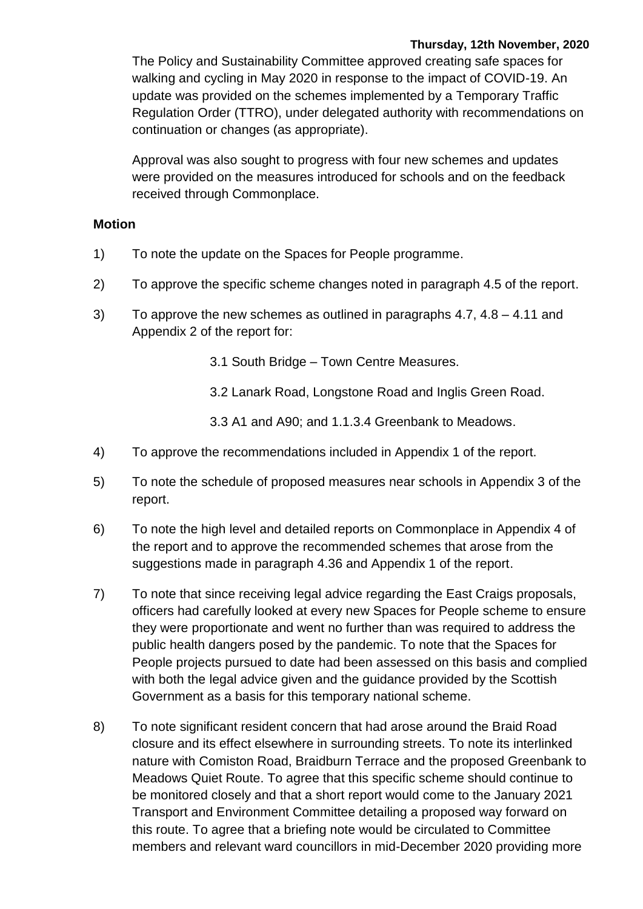The Policy and Sustainability Committee approved creating safe spaces for walking and cycling in May 2020 in response to the impact of COVID-19. An update was provided on the schemes implemented by a Temporary Traffic Regulation Order (TTRO), under delegated authority with recommendations on continuation or changes (as appropriate).

Approval was also sought to progress with four new schemes and updates were provided on the measures introduced for schools and on the feedback received through Commonplace.

**Motion**

1) To note the update on the Spaces for People programme.

2) To approve the specific scheme changes noted in paragraph 4.5 of the report.

3) To approve the new schemes as outlined in paragraphs 4.7, 4.8 – 4.11 and Appendix 2 of the report for:

    3.1 South Bridge – Town Centre Measures.

    3.2 Lanark Road, Longstone Road and Inglis Green Road.

    3.3 A1 and A90; and 1.1.3.4 Greenbank to Meadows.

4) To approve the recommendations included in Appendix 1 of the report.

5) To note the schedule of proposed measures near schools in Appendix 3 of the report.

6) To note the high level and detailed reports on Commonplace in Appendix 4 of the report and to approve the recommended schemes that arose from the suggestions made in paragraph 4.36 and Appendix 1 of the report.

7) To note that since receiving legal advice regarding the East Craigs proposals, officers had carefully looked at every new Spaces for People scheme to ensure they were proportionate and went no further than was required to address the public health dangers posed by the pandemic. To note that the Spaces for People projects pursued to date had been assessed on this basis and complied with both the legal advice given and the guidance provided by the Scottish Government as a basis for this temporary national scheme.

8) To note significant resident concern that had arose around the Braid Road closure and its effect elsewhere in surrounding streets. To note its interlinked nature with Comiston Road, Braidburn Terrace and the proposed Greenbank to Meadows Quiet Route. To agree that this specific scheme should continue to be monitored closely and that a short report would come to the January 2021 Transport and Environment Committee detailing a proposed way forward on this route. To agree that a briefing note would be circulated to Committee members and relevant ward councillors in mid-December 2020 providing more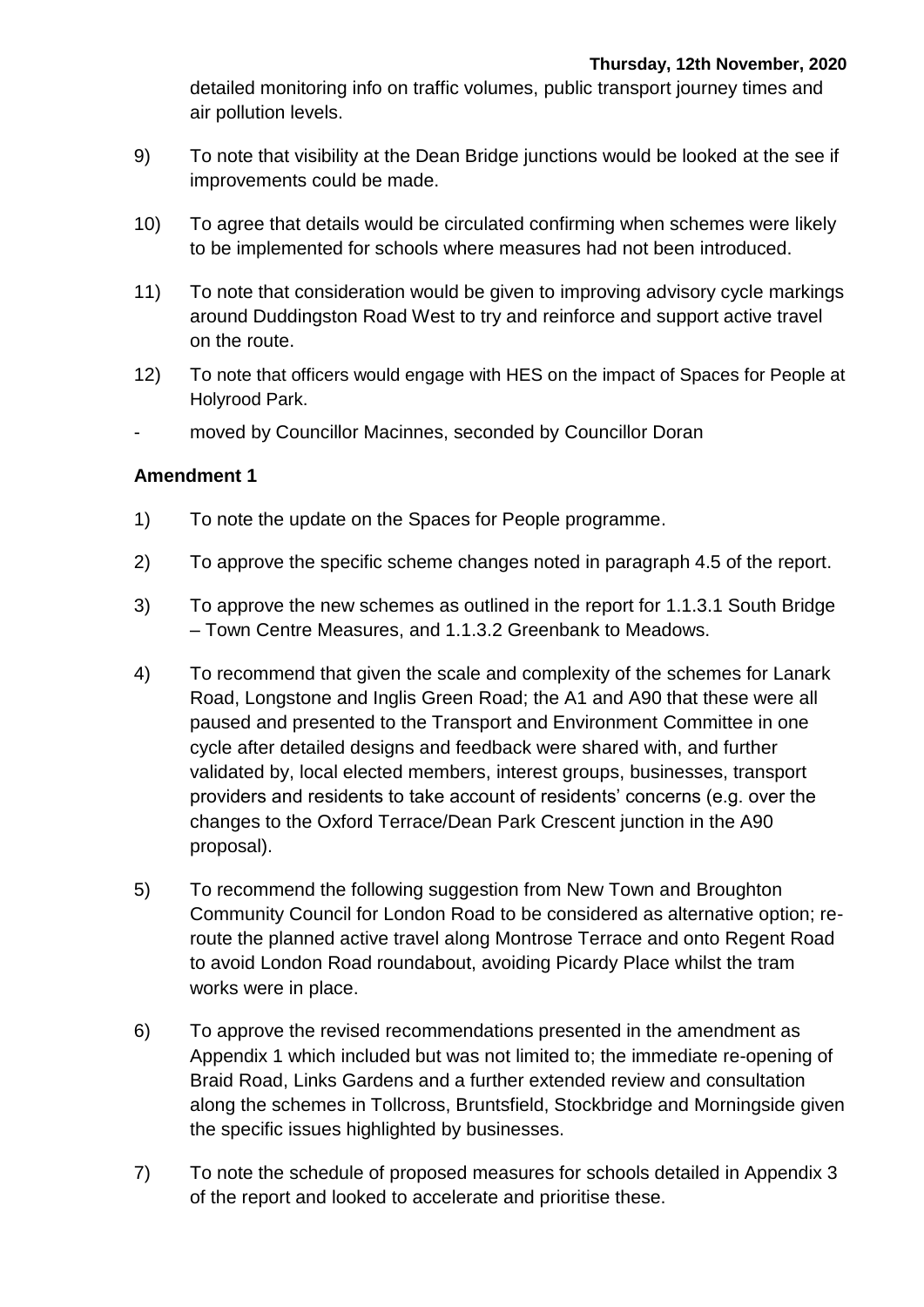detailed monitoring info on traffic volumes, public transport journey times and air pollution levels.

9) To note that visibility at the Dean Bridge junctions would be looked at the see if improvements could be made.

10) To agree that details would be circulated confirming when schemes were likely to be implemented for schools where measures had not been introduced.

11) To note that consideration would be given to improving advisory cycle markings around Duddingston Road West to try and reinforce and support active travel on the route.

12) To note that officers would engage with HES on the impact of Spaces for People at Holyrood Park.

- moved by Councillor Macinnes, seconded by Councillor Doran

**Amendment 1**

1) To note the update on the Spaces for People programme.

2) To approve the specific scheme changes noted in paragraph 4.5 of the report.

3) To approve the new schemes as outlined in the report for 1.1.3.1 South Bridge – Town Centre Measures, and 1.1.3.2 Greenbank to Meadows.

4) To recommend that given the scale and complexity of the schemes for Lanark Road, Longstone and Inglis Green Road; the A1 and A90 that these were all paused and presented to the Transport and Environment Committee in one cycle after detailed designs and feedback were shared with, and further validated by, local elected members, interest groups, businesses, transport providers and residents to take account of residents' concerns (e.g. over the changes to the Oxford Terrace/Dean Park Crescent junction in the A90 proposal).

5) To recommend the following suggestion from New Town and Broughton Community Council for London Road to be considered as alternative option; re-route the planned active travel along Montrose Terrace and onto Regent Road to avoid London Road roundabout, avoiding Picardy Place whilst the tram works were in place.

6) To approve the revised recommendations presented in the amendment as Appendix 1 which included but was not limited to; the immediate re-opening of Braid Road, Links Gardens and a further extended review and consultation along the schemes in Tollcross, Bruntsfield, Stockbridge and Morningside given the specific issues highlighted by businesses.

7) To note the schedule of proposed measures for schools detailed in Appendix 3 of the report and looked to accelerate and prioritise these.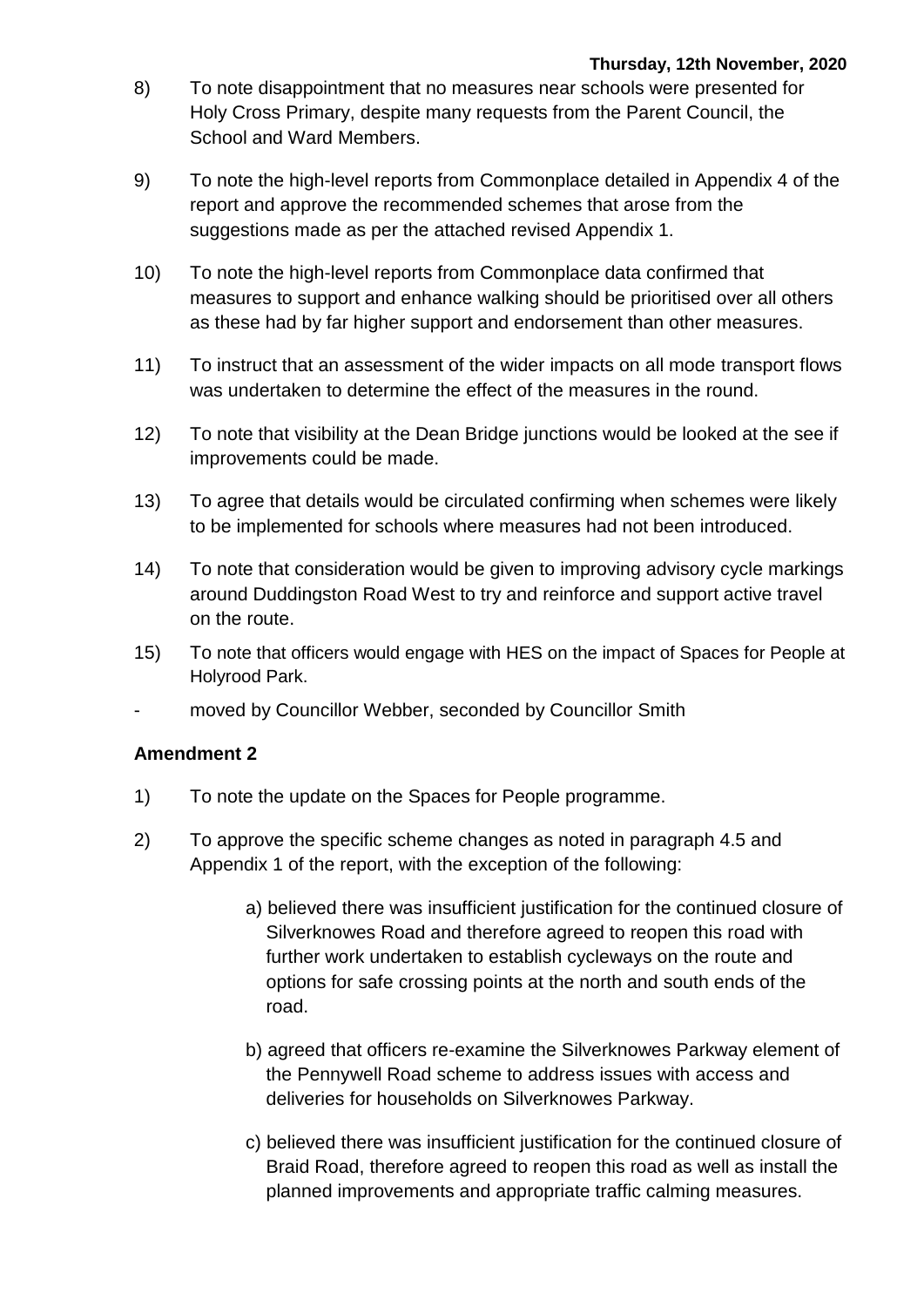8) To note disappointment that no measures near schools were presented for Holy Cross Primary, despite many requests from the Parent Council, the School and Ward Members.

9) To note the high-level reports from Commonplace detailed in Appendix 4 of the report and approve the recommended schemes that arose from the suggestions made as per the attached revised Appendix 1.

10) To note the high-level reports from Commonplace data confirmed that measures to support and enhance walking should be prioritised over all others as these had by far higher support and endorsement than other measures.

11) To instruct that an assessment of the wider impacts on all mode transport flows was undertaken to determine the effect of the measures in the round.

12) To note that visibility at the Dean Bridge junctions would be looked at the see if improvements could be made.

13) To agree that details would be circulated confirming when schemes were likely to be implemented for schools where measures had not been introduced.

14) To note that consideration would be given to improving advisory cycle markings around Duddingston Road West to try and reinforce and support active travel on the route.

15) To note that officers would engage with HES on the impact of Spaces for People at Holyrood Park.

- moved by Councillor Webber, seconded by Councillor Smith

**Amendment 2**

1) To note the update on the Spaces for People programme.

2) To approve the specific scheme changes as noted in paragraph 4.5 and Appendix 1 of the report, with the exception of the following:

   a) believed there was insufficient justification for the continued closure of Silverknowes Road and therefore agreed to reopen this road with further work undertaken to establish cycleways on the route and options for safe crossing points at the north and south ends of the road.

   b) agreed that officers re-examine the Silverknowes Parkway element of the Pennywell Road scheme to address issues with access and deliveries for households on Silverknowes Parkway.

   c) believed there was insufficient justification for the continued closure of Braid Road, therefore agreed to reopen this road as well as install the planned improvements and appropriate traffic calming measures.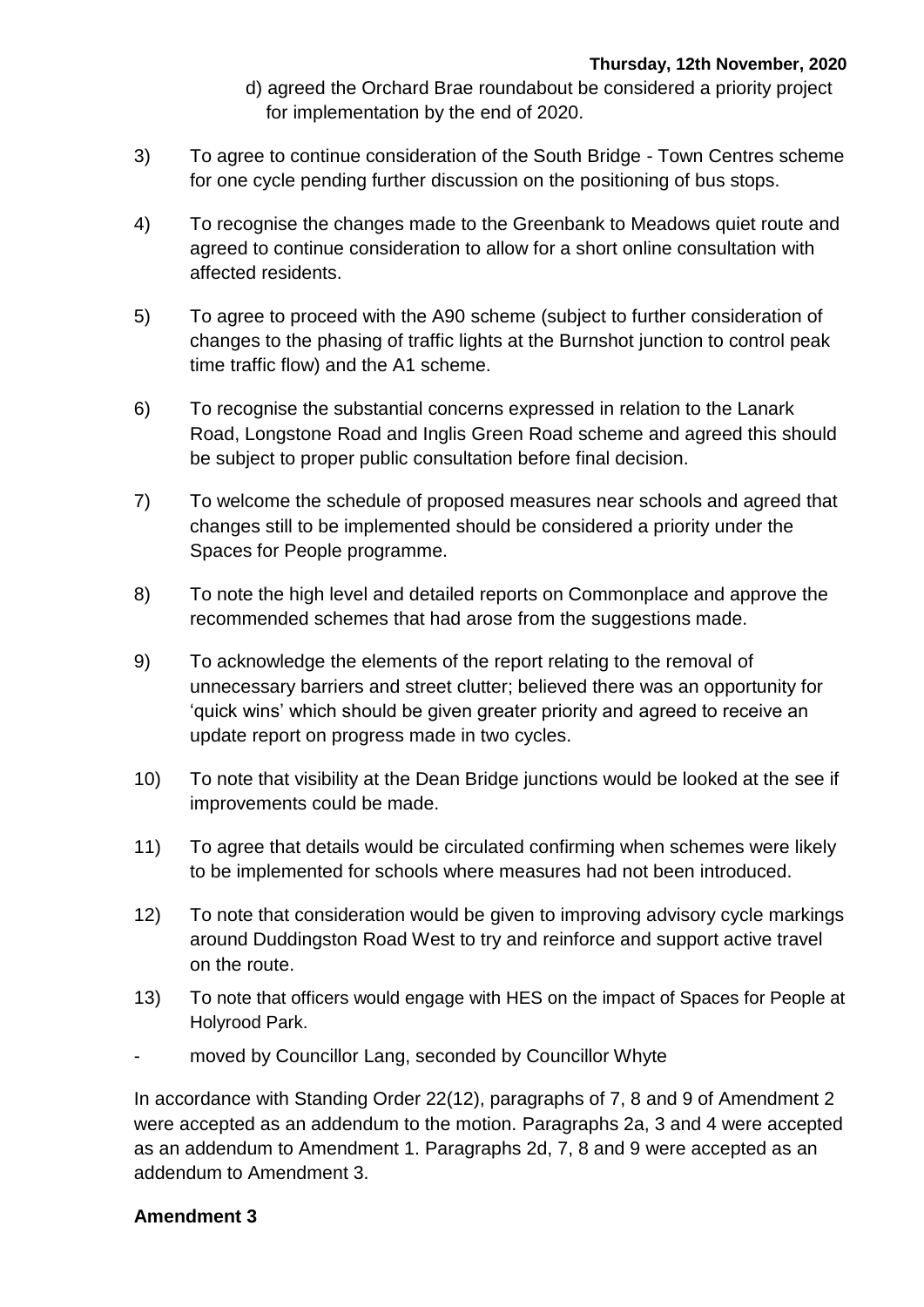d) agreed the Orchard Brae roundabout be considered a priority project for implementation by the end of 2020.

3) To agree to continue consideration of the South Bridge - Town Centres scheme for one cycle pending further discussion on the positioning of bus stops.

4) To recognise the changes made to the Greenbank to Meadows quiet route and agreed to continue consideration to allow for a short online consultation with affected residents.

5) To agree to proceed with the A90 scheme (subject to further consideration of changes to the phasing of traffic lights at the Burnshot junction to control peak time traffic flow) and the A1 scheme.

6) To recognise the substantial concerns expressed in relation to the Lanark Road, Longstone Road and Inglis Green Road scheme and agreed this should be subject to proper public consultation before final decision.

7) To welcome the schedule of proposed measures near schools and agreed that changes still to be implemented should be considered a priority under the Spaces for People programme.

8) To note the high level and detailed reports on Commonplace and approve the recommended schemes that had arose from the suggestions made.

9) To acknowledge the elements of the report relating to the removal of unnecessary barriers and street clutter; believed there was an opportunity for 'quick wins' which should be given greater priority and agreed to receive an update report on progress made in two cycles.

10) To note that visibility at the Dean Bridge junctions would be looked at the see if improvements could be made.

11) To agree that details would be circulated confirming when schemes were likely to be implemented for schools where measures had not been introduced.

12) To note that consideration would be given to improving advisory cycle markings around Duddingston Road West to try and reinforce and support active travel on the route.

13) To note that officers would engage with HES on the impact of Spaces for People at Holyrood Park.

- moved by Councillor Lang, seconded by Councillor Whyte

In accordance with Standing Order 22(12), paragraphs of 7, 8 and 9 of Amendment 2 were accepted as an addendum to the motion. Paragraphs 2a, 3 and 4 were accepted as an addendum to Amendment 1. Paragraphs 2d, 7, 8 and 9 were accepted as an addendum to Amendment 3.

**Amendment 3**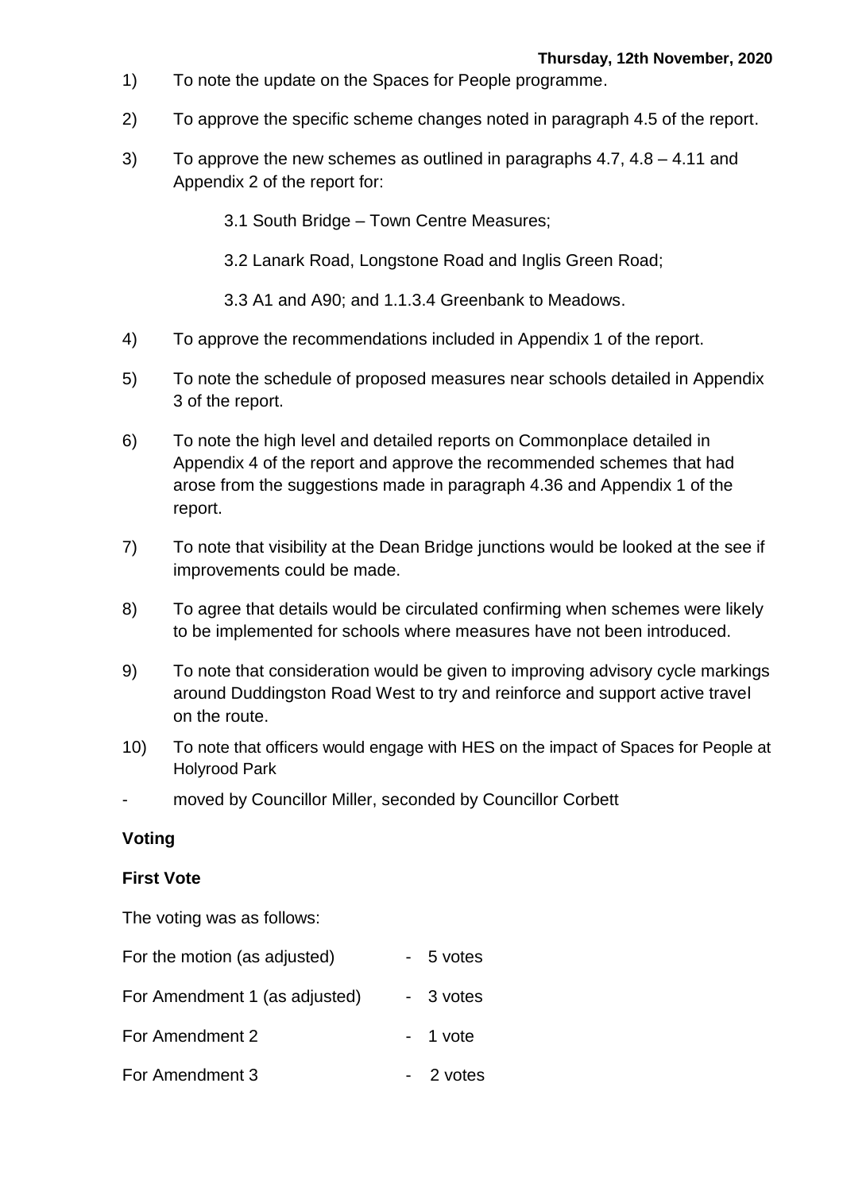1) To note the update on the Spaces for People programme.

2) To approve the specific scheme changes noted in paragraph 4.5 of the report.

3) To approve the new schemes as outlined in paragraphs 4.7, 4.8 – 4.11 and Appendix 2 of the report for:

    3.1 South Bridge – Town Centre Measures;

    3.2 Lanark Road, Longstone Road and Inglis Green Road;

    3.3 A1 and A90; and 1.1.3.4 Greenbank to Meadows.

4) To approve the recommendations included in Appendix 1 of the report.

5) To note the schedule of proposed measures near schools detailed in Appendix 3 of the report.

6) To note the high level and detailed reports on Commonplace detailed in Appendix 4 of the report and approve the recommended schemes that had arose from the suggestions made in paragraph 4.36 and Appendix 1 of the report.

7) To note that visibility at the Dean Bridge junctions would be looked at the see if improvements could be made.

8) To agree that details would be circulated confirming when schemes were likely to be implemented for schools where measures have not been introduced.

9) To note that consideration would be given to improving advisory cycle markings around Duddingston Road West to try and reinforce and support active travel on the route.

10) To note that officers would engage with HES on the impact of Spaces for People at Holyrood Park

- moved by Councillor Miller, seconded by Councillor Corbett

**Voting**

**First Vote**

The voting was as follows:

For the motion (as adjusted) - 5 votes

For Amendment 1 (as adjusted) - 3 votes

For Amendment 2 - 1 vote

For Amendment 3 - 2 votes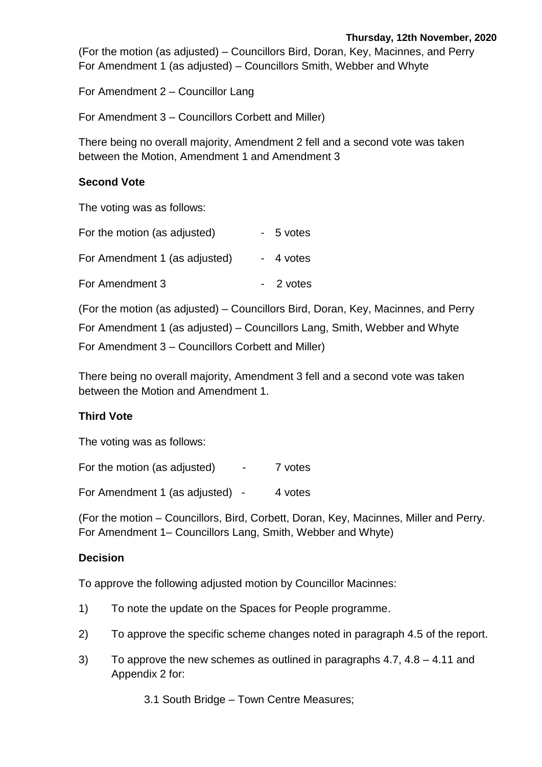(For the motion (as adjusted) – Councillors Bird, Doran, Key, Macinnes, and Perry
For Amendment 1 (as adjusted) – Councillors Smith, Webber and Whyte

For Amendment 2 – Councillor Lang

For Amendment 3 – Councillors Corbett and Miller)

There being no overall majority, Amendment 2 fell and a second vote was taken between the Motion, Amendment 1 and Amendment 3

**Second Vote**

The voting was as follows:

For the motion (as adjusted) - 5 votes

For Amendment 1 (as adjusted) - 4 votes

For Amendment 3 - 2 votes

(For the motion (as adjusted) – Councillors Bird, Doran, Key, Macinnes, and Perry
For Amendment 1 (as adjusted) – Councillors Lang, Smith, Webber and Whyte
For Amendment 3 – Councillors Corbett and Miller)

There being no overall majority, Amendment 3 fell and a second vote was taken between the Motion and Amendment 1.

**Third Vote**

The voting was as follows:

For the motion (as adjusted) - 7 votes

For Amendment 1 (as adjusted) - 4 votes

(For the motion – Councillors, Bird, Corbett, Doran, Key, Macinnes, Miller and Perry.
For Amendment 1– Councillors Lang, Smith, Webber and Whyte)

**Decision**

To approve the following adjusted motion by Councillor Macinnes:

1) To note the update on the Spaces for People programme.

2) To approve the specific scheme changes noted in paragraph 4.5 of the report.

3) To approve the new schemes as outlined in paragraphs 4.7, 4.8 – 4.11 and Appendix 2 for:

    3.1 South Bridge – Town Centre Measures;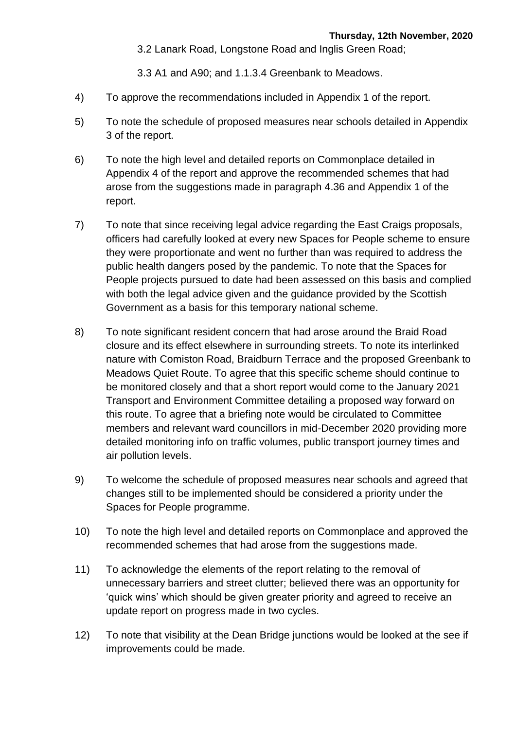3.2 Lanark Road, Longstone Road and Inglis Green Road;

3.3 A1 and A90; and 1.1.3.4 Greenbank to Meadows.

4) To approve the recommendations included in Appendix 1 of the report.

5) To note the schedule of proposed measures near schools detailed in Appendix 3 of the report.

6) To note the high level and detailed reports on Commonplace detailed in Appendix 4 of the report and approve the recommended schemes that had arose from the suggestions made in paragraph 4.36 and Appendix 1 of the report.

7) To note that since receiving legal advice regarding the East Craigs proposals, officers had carefully looked at every new Spaces for People scheme to ensure they were proportionate and went no further than was required to address the public health dangers posed by the pandemic. To note that the Spaces for People projects pursued to date had been assessed on this basis and complied with both the legal advice given and the guidance provided by the Scottish Government as a basis for this temporary national scheme.

8) To note significant resident concern that had arose around the Braid Road closure and its effect elsewhere in surrounding streets. To note its interlinked nature with Comiston Road, Braidburn Terrace and the proposed Greenbank to Meadows Quiet Route. To agree that this specific scheme should continue to be monitored closely and that a short report would come to the January 2021 Transport and Environment Committee detailing a proposed way forward on this route. To agree that a briefing note would be circulated to Committee members and relevant ward councillors in mid-December 2020 providing more detailed monitoring info on traffic volumes, public transport journey times and air pollution levels.

9) To welcome the schedule of proposed measures near schools and agreed that changes still to be implemented should be considered a priority under the Spaces for People programme.

10) To note the high level and detailed reports on Commonplace and approved the recommended schemes that had arose from the suggestions made.

11) To acknowledge the elements of the report relating to the removal of unnecessary barriers and street clutter; believed there was an opportunity for 'quick wins' which should be given greater priority and agreed to receive an update report on progress made in two cycles.

12) To note that visibility at the Dean Bridge junctions would be looked at the see if improvements could be made.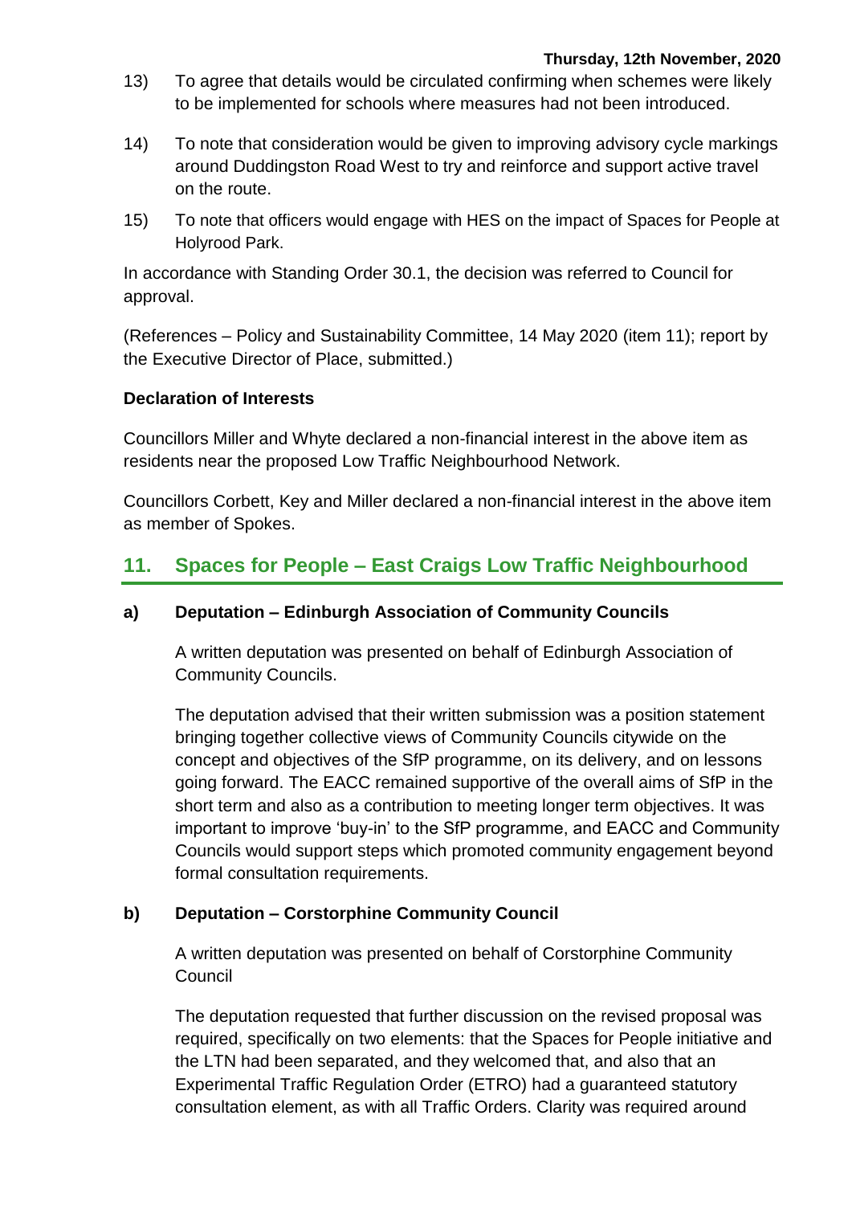13) To agree that details would be circulated confirming when schemes were likely to be implemented for schools where measures had not been introduced.

14) To note that consideration would be given to improving advisory cycle markings around Duddingston Road West to try and reinforce and support active travel on the route.

15) To note that officers would engage with HES on the impact of Spaces for People at Holyrood Park.

In accordance with Standing Order 30.1, the decision was referred to Council for approval.

(References – Policy and Sustainability Committee, 14 May 2020 (item 11); report by the Executive Director of Place, submitted.)

**Declaration of Interests**

Councillors Miller and Whyte declared a non-financial interest in the above item as residents near the proposed Low Traffic Neighbourhood Network.

Councillors Corbett, Key and Miller declared a non-financial interest in the above item as member of Spokes.

## 11. Spaces for People – East Craigs Low Traffic Neighbourhood

### a) Deputation – Edinburgh Association of Community Councils

A written deputation was presented on behalf of Edinburgh Association of Community Councils.

The deputation advised that their written submission was a position statement bringing together collective views of Community Councils citywide on the concept and objectives of the SfP programme, on its delivery, and on lessons going forward. The EACC remained supportive of the overall aims of SfP in the short term and also as a contribution to meeting longer term objectives. It was important to improve 'buy-in' to the SfP programme, and EACC and Community Councils would support steps which promoted community engagement beyond formal consultation requirements.

### b) Deputation – Corstorphine Community Council

A written deputation was presented on behalf of Corstorphine Community Council

The deputation requested that further discussion on the revised proposal was required, specifically on two elements: that the Spaces for People initiative and the LTN had been separated, and they welcomed that, and also that an Experimental Traffic Regulation Order (ETRO) had a guaranteed statutory consultation element, as with all Traffic Orders. Clarity was required around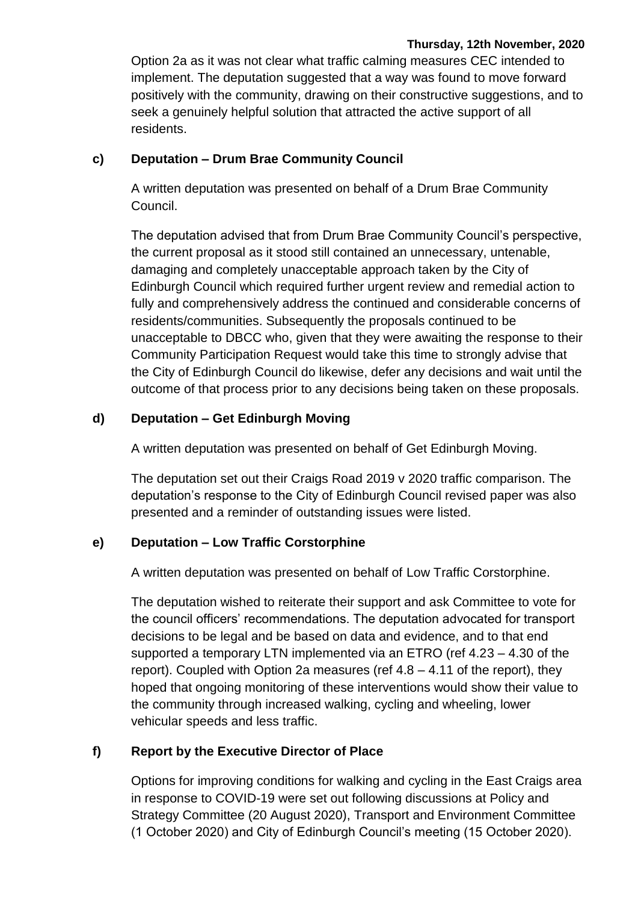Option 2a as it was not clear what traffic calming measures CEC intended to implement. The deputation suggested that a way was found to move forward positively with the community, drawing on their constructive suggestions, and to seek a genuinely helpful solution that attracted the active support of all residents.

**c) Deputation – Drum Brae Community Council**

A written deputation was presented on behalf of a Drum Brae Community Council.

The deputation advised that from Drum Brae Community Council's perspective, the current proposal as it stood still contained an unnecessary, untenable, damaging and completely unacceptable approach taken by the City of Edinburgh Council which required further urgent review and remedial action to fully and comprehensively address the continued and considerable concerns of residents/communities. Subsequently the proposals continued to be unacceptable to DBCC who, given that they were awaiting the response to their Community Participation Request would take this time to strongly advise that the City of Edinburgh Council do likewise, defer any decisions and wait until the outcome of that process prior to any decisions being taken on these proposals.

**d) Deputation – Get Edinburgh Moving**

A written deputation was presented on behalf of Get Edinburgh Moving.

The deputation set out their Craigs Road 2019 v 2020 traffic comparison. The deputation's response to the City of Edinburgh Council revised paper was also presented and a reminder of outstanding issues were listed.

**e) Deputation – Low Traffic Corstorphine**

A written deputation was presented on behalf of Low Traffic Corstorphine.

The deputation wished to reiterate their support and ask Committee to vote for the council officers' recommendations. The deputation advocated for transport decisions to be legal and be based on data and evidence, and to that end supported a temporary LTN implemented via an ETRO (ref 4.23 – 4.30 of the report). Coupled with Option 2a measures (ref 4.8 – 4.11 of the report), they hoped that ongoing monitoring of these interventions would show their value to the community through increased walking, cycling and wheeling, lower vehicular speeds and less traffic.

**f) Report by the Executive Director of Place**

Options for improving conditions for walking and cycling in the East Craigs area in response to COVID-19 were set out following discussions at Policy and Strategy Committee (20 August 2020), Transport and Environment Committee (1 October 2020) and City of Edinburgh Council's meeting (15 October 2020).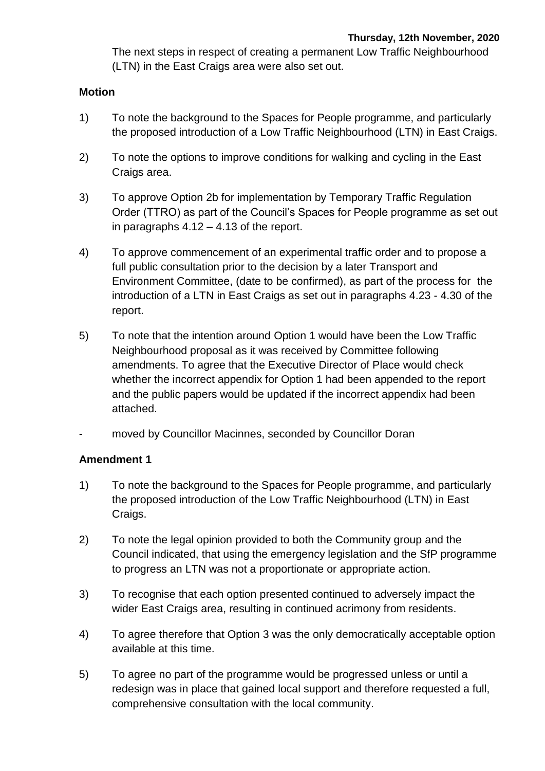The next steps in respect of creating a permanent Low Traffic Neighbourhood (LTN) in the East Craigs area were also set out.

**Motion**

1) To note the background to the Spaces for People programme, and particularly the proposed introduction of a Low Traffic Neighbourhood (LTN) in East Craigs.

2) To note the options to improve conditions for walking and cycling in the East Craigs area.

3) To approve Option 2b for implementation by Temporary Traffic Regulation Order (TTRO) as part of the Council's Spaces for People programme as set out in paragraphs 4.12 – 4.13 of the report.

4) To approve commencement of an experimental traffic order and to propose a full public consultation prior to the decision by a later Transport and Environment Committee, (date to be confirmed), as part of the process for the introduction of a LTN in East Craigs as set out in paragraphs 4.23 - 4.30 of the report.

5) To note that the intention around Option 1 would have been the Low Traffic Neighbourhood proposal as it was received by Committee following amendments. To agree that the Executive Director of Place would check whether the incorrect appendix for Option 1 had been appended to the report and the public papers would be updated if the incorrect appendix had been attached.

- moved by Councillor Macinnes, seconded by Councillor Doran

**Amendment 1**

1) To note the background to the Spaces for People programme, and particularly the proposed introduction of the Low Traffic Neighbourhood (LTN) in East Craigs.

2) To note the legal opinion provided to both the Community group and the Council indicated, that using the emergency legislation and the SfP programme to progress an LTN was not a proportionate or appropriate action.

3) To recognise that each option presented continued to adversely impact the wider East Craigs area, resulting in continued acrimony from residents.

4) To agree therefore that Option 3 was the only democratically acceptable option available at this time.

5) To agree no part of the programme would be progressed unless or until a redesign was in place that gained local support and therefore requested a full, comprehensive consultation with the local community.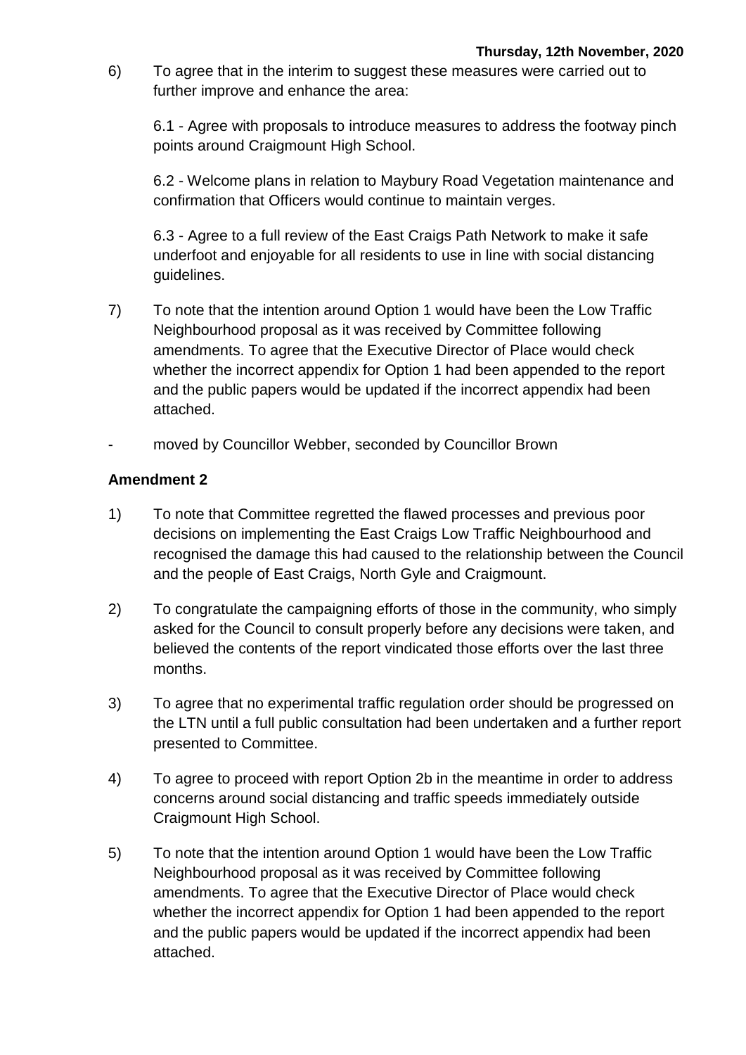6) To agree that in the interim to suggest these measures were carried out to further improve and enhance the area:

   6.1 - Agree with proposals to introduce measures to address the footway pinch points around Craigmount High School.

   6.2 - Welcome plans in relation to Maybury Road Vegetation maintenance and confirmation that Officers would continue to maintain verges.

   6.3 - Agree to a full review of the East Craigs Path Network to make it safe underfoot and enjoyable for all residents to use in line with social distancing guidelines.

7) To note that the intention around Option 1 would have been the Low Traffic Neighbourhood proposal as it was received by Committee following amendments. To agree that the Executive Director of Place would check whether the incorrect appendix for Option 1 had been appended to the report and the public papers would be updated if the incorrect appendix had been attached.

- moved by Councillor Webber, seconded by Councillor Brown

**Amendment 2**

1) To note that Committee regretted the flawed processes and previous poor decisions on implementing the East Craigs Low Traffic Neighbourhood and recognised the damage this had caused to the relationship between the Council and the people of East Craigs, North Gyle and Craigmount.

2) To congratulate the campaigning efforts of those in the community, who simply asked for the Council to consult properly before any decisions were taken, and believed the contents of the report vindicated those efforts over the last three months.

3) To agree that no experimental traffic regulation order should be progressed on the LTN until a full public consultation had been undertaken and a further report presented to Committee.

4) To agree to proceed with report Option 2b in the meantime in order to address concerns around social distancing and traffic speeds immediately outside Craigmount High School.

5) To note that the intention around Option 1 would have been the Low Traffic Neighbourhood proposal as it was received by Committee following amendments. To agree that the Executive Director of Place would check whether the incorrect appendix for Option 1 had been appended to the report and the public papers would be updated if the incorrect appendix had been attached.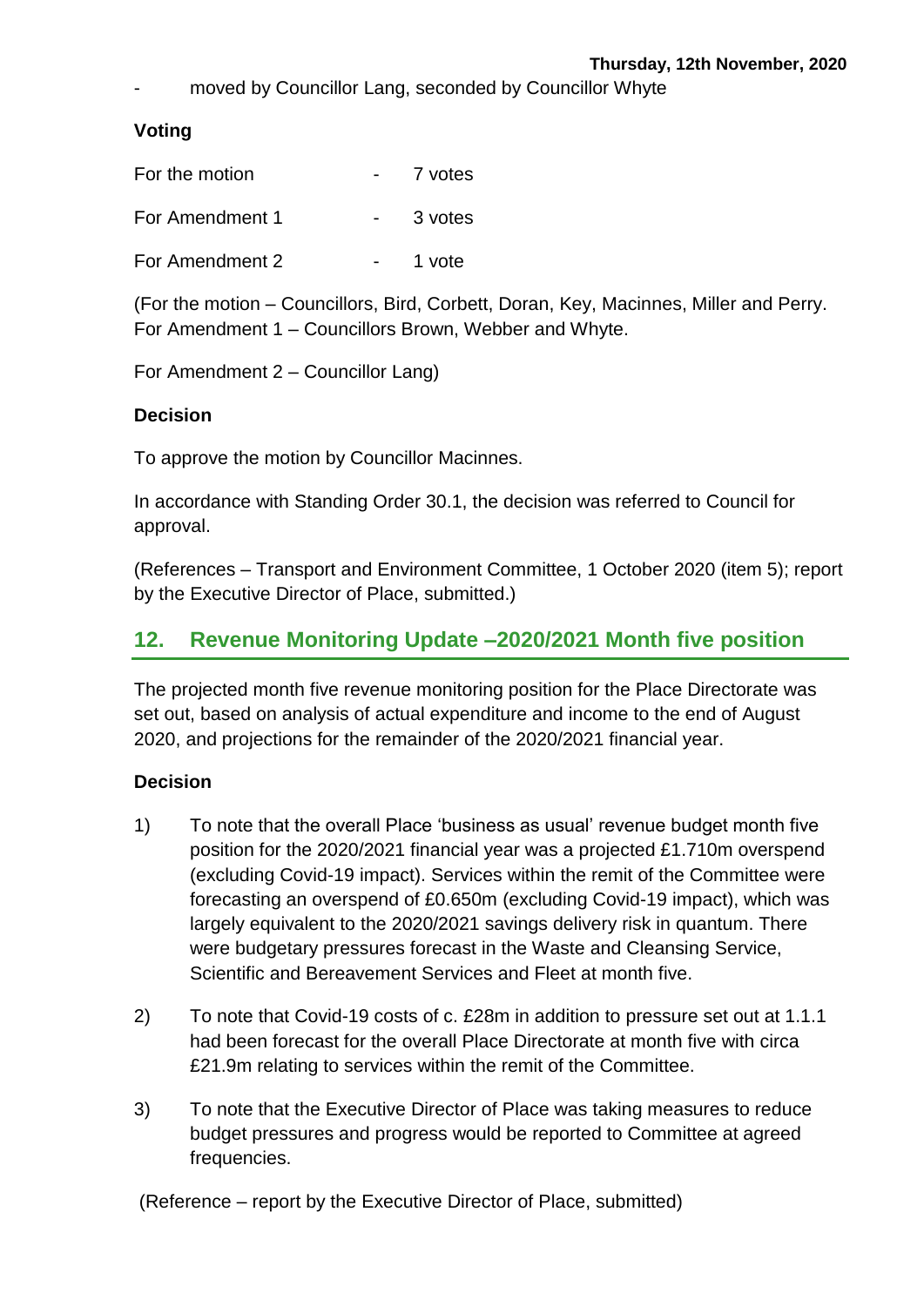- moved by Councillor Lang, seconded by Councillor Whyte

**Voting**

| | | |
|---|---|---|
| For the motion | - | 7 votes |
| For Amendment 1 | - | 3 votes |
| For Amendment 2 | - | 1 vote |

(For the motion – Councillors, Bird, Corbett, Doran, Key, Macinnes, Miller and Perry.
For Amendment 1 – Councillors Brown, Webber and Whyte.

For Amendment 2 – Councillor Lang)

**Decision**

To approve the motion by Councillor Macinnes.

In accordance with Standing Order 30.1, the decision was referred to Council for approval.

(References – Transport and Environment Committee, 1 October 2020 (item 5); report by the Executive Director of Place, submitted.)

## 12. Revenue Monitoring Update –2020/2021 Month five position

The projected month five revenue monitoring position for the Place Directorate was set out, based on analysis of actual expenditure and income to the end of August 2020, and projections for the remainder of the 2020/2021 financial year.

**Decision**

1) To note that the overall Place 'business as usual' revenue budget month five position for the 2020/2021 financial year was a projected £1.710m overspend (excluding Covid-19 impact). Services within the remit of the Committee were forecasting an overspend of £0.650m (excluding Covid-19 impact), which was largely equivalent to the 2020/2021 savings delivery risk in quantum. There were budgetary pressures forecast in the Waste and Cleansing Service, Scientific and Bereavement Services and Fleet at month five.

2) To note that Covid-19 costs of c. £28m in addition to pressure set out at 1.1.1 had been forecast for the overall Place Directorate at month five with circa £21.9m relating to services within the remit of the Committee.

3) To note that the Executive Director of Place was taking measures to reduce budget pressures and progress would be reported to Committee at agreed frequencies.

(Reference – report by the Executive Director of Place, submitted)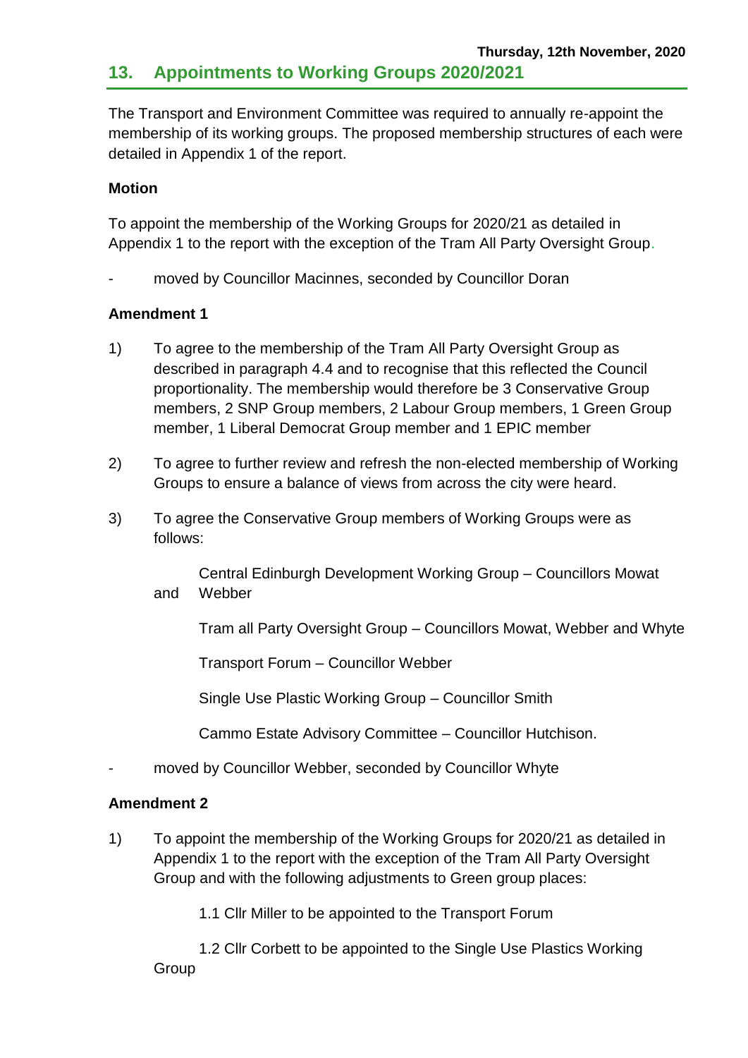## 13. Appointments to Working Groups 2020/2021

The Transport and Environment Committee was required to annually re-appoint the membership of its working groups. The proposed membership structures of each were detailed in Appendix 1 of the report.

**Motion**

To appoint the membership of the Working Groups for 2020/21 as detailed in Appendix 1 to the report with the exception of the Tram All Party Oversight Group.

- moved by Councillor Macinnes, seconded by Councillor Doran

**Amendment 1**

1) To agree to the membership of the Tram All Party Oversight Group as described in paragraph 4.4 and to recognise that this reflected the Council proportionality. The membership would therefore be 3 Conservative Group members, 2 SNP Group members, 2 Labour Group members, 1 Green Group member, 1 Liberal Democrat Group member and 1 EPIC member

2) To agree to further review and refresh the non-elected membership of Working Groups to ensure a balance of views from across the city were heard.

3) To agree the Conservative Group members of Working Groups were as follows:

   Central Edinburgh Development Working Group – Councillors Mowat and Webber

   Tram all Party Oversight Group – Councillors Mowat, Webber and Whyte

   Transport Forum – Councillor Webber

   Single Use Plastic Working Group – Councillor Smith

   Cammo Estate Advisory Committee – Councillor Hutchison.

- moved by Councillor Webber, seconded by Councillor Whyte

**Amendment 2**

1) To appoint the membership of the Working Groups for 2020/21 as detailed in Appendix 1 to the report with the exception of the Tram All Party Oversight Group and with the following adjustments to Green group places:

   1.1 Cllr Miller to be appointed to the Transport Forum

   1.2 Cllr Corbett to be appointed to the Single Use Plastics Working Group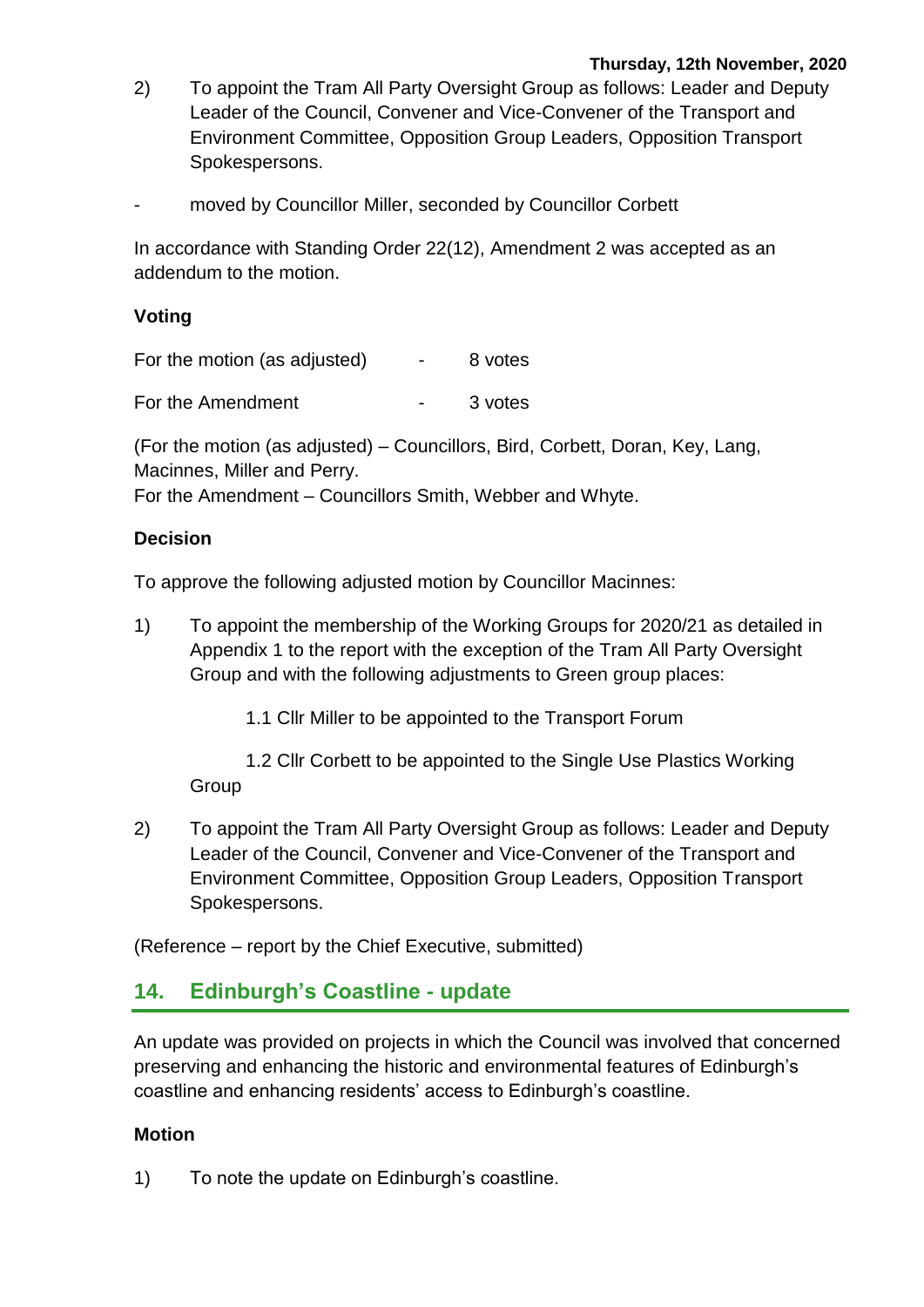2) To appoint the Tram All Party Oversight Group as follows: Leader and Deputy Leader of the Council, Convener and Vice-Convener of the Transport and Environment Committee, Opposition Group Leaders, Opposition Transport Spokespersons.

- moved by Councillor Miller, seconded by Councillor Corbett

In accordance with Standing Order 22(12), Amendment 2 was accepted as an addendum to the motion.

**Voting**

| | | |
|---|---|---|
| For the motion (as adjusted) | - | 8 votes |
| For the Amendment | - | 3 votes |

(For the motion (as adjusted) – Councillors, Bird, Corbett, Doran, Key, Lang, Macinnes, Miller and Perry.
For the Amendment – Councillors Smith, Webber and Whyte.

**Decision**

To approve the following adjusted motion by Councillor Macinnes:

1) To appoint the membership of the Working Groups for 2020/21 as detailed in Appendix 1 to the report with the exception of the Tram All Party Oversight Group and with the following adjustments to Green group places:

    1.1 Cllr Miller to be appointed to the Transport Forum

    1.2 Cllr Corbett to be appointed to the Single Use Plastics Working Group

2) To appoint the Tram All Party Oversight Group as follows: Leader and Deputy Leader of the Council, Convener and Vice-Convener of the Transport and Environment Committee, Opposition Group Leaders, Opposition Transport Spokespersons.

(Reference – report by the Chief Executive, submitted)

## 14. Edinburgh's Coastline - update

An update was provided on projects in which the Council was involved that concerned preserving and enhancing the historic and environmental features of Edinburgh's coastline and enhancing residents' access to Edinburgh's coastline.

**Motion**

1) To note the update on Edinburgh's coastline.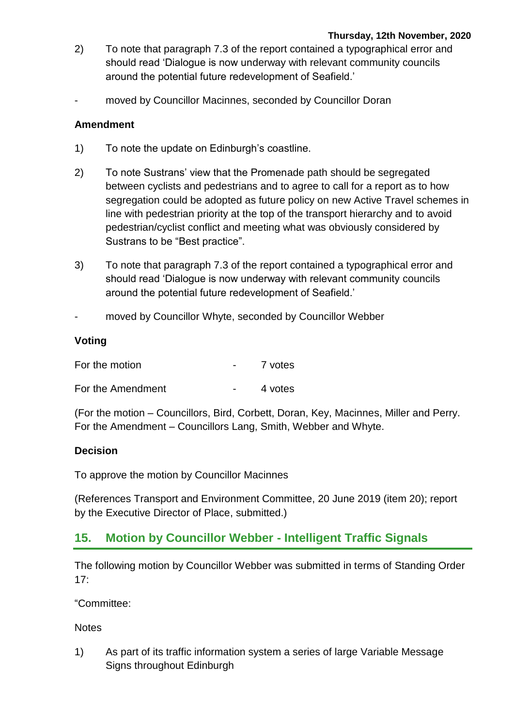2) To note that paragraph 7.3 of the report contained a typographical error and should read 'Dialogue is now underway with relevant community councils around the potential future redevelopment of Seafield.'

- moved by Councillor Macinnes, seconded by Councillor Doran

**Amendment**

1) To note the update on Edinburgh's coastline.

2) To note Sustrans' view that the Promenade path should be segregated between cyclists and pedestrians and to agree to call for a report as to how segregation could be adopted as future policy on new Active Travel schemes in line with pedestrian priority at the top of the transport hierarchy and to avoid pedestrian/cyclist conflict and meeting what was obviously considered by Sustrans to be "Best practice".

3) To note that paragraph 7.3 of the report contained a typographical error and should read 'Dialogue is now underway with relevant community councils around the potential future redevelopment of Seafield.'

- moved by Councillor Whyte, seconded by Councillor Webber

**Voting**

| | | |
|---|---|---|
| For the motion | - | 7 votes |
| For the Amendment | - | 4 votes |

(For the motion – Councillors, Bird, Corbett, Doran, Key, Macinnes, Miller and Perry. For the Amendment – Councillors Lang, Smith, Webber and Whyte.

**Decision**

To approve the motion by Councillor Macinnes

(References Transport and Environment Committee, 20 June 2019 (item 20); report by the Executive Director of Place, submitted.)

## 15. Motion by Councillor Webber - Intelligent Traffic Signals

The following motion by Councillor Webber was submitted in terms of Standing Order 17:

"Committee:

Notes

1) As part of its traffic information system a series of large Variable Message Signs throughout Edinburgh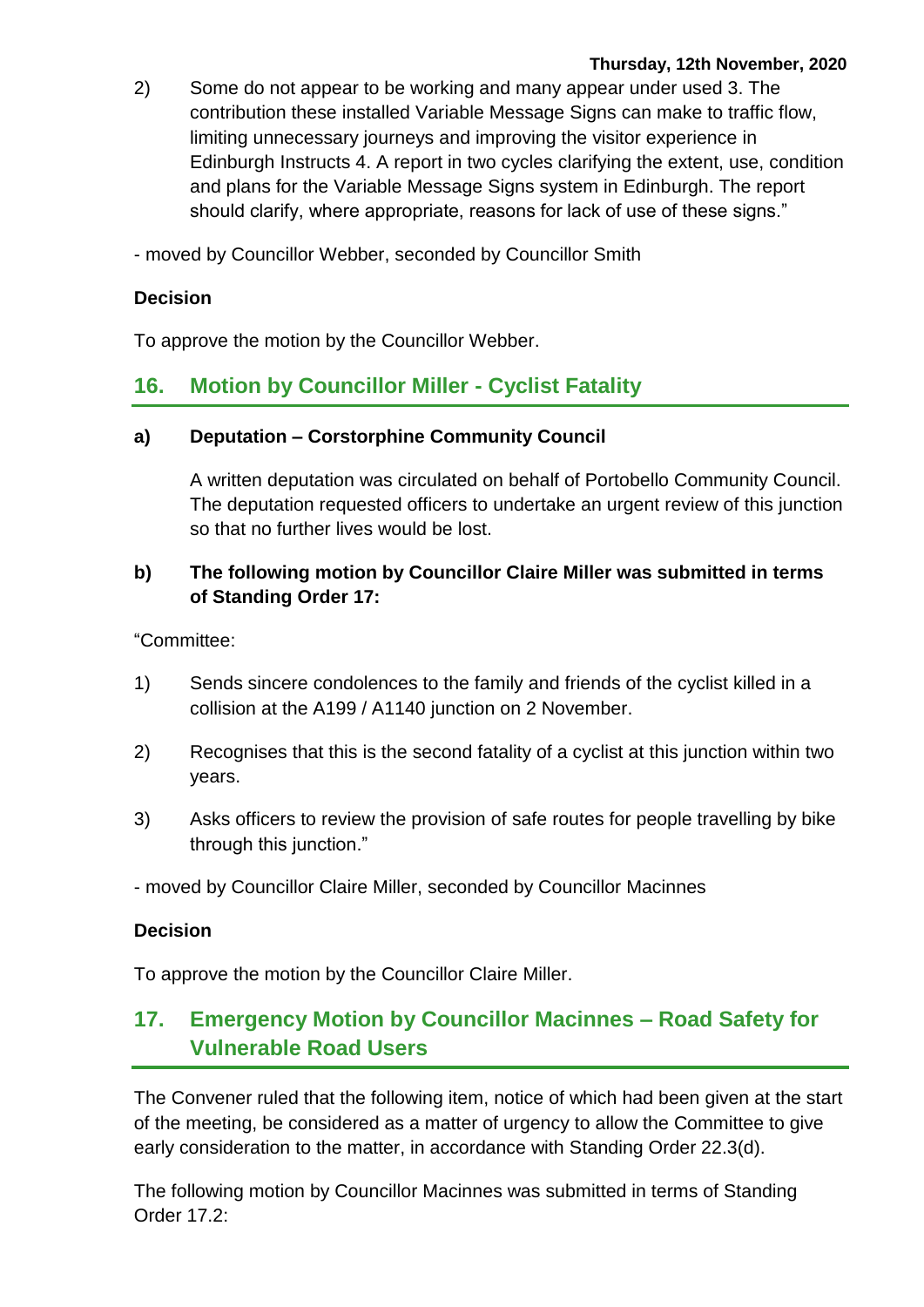2) Some do not appear to be working and many appear under used 3. The contribution these installed Variable Message Signs can make to traffic flow, limiting unnecessary journeys and improving the visitor experience in Edinburgh Instructs 4. A report in two cycles clarifying the extent, use, condition and plans for the Variable Message Signs system in Edinburgh. The report should clarify, where appropriate, reasons for lack of use of these signs."

- moved by Councillor Webber, seconded by Councillor Smith

**Decision**

To approve the motion by the Councillor Webber.

## 16. Motion by Councillor Miller - Cyclist Fatality

**a) Deputation – Corstorphine Community Council**

A written deputation was circulated on behalf of Portobello Community Council. The deputation requested officers to undertake an urgent review of this junction so that no further lives would be lost.

**b) The following motion by Councillor Claire Miller was submitted in terms of Standing Order 17:**

"Committee:

1) Sends sincere condolences to the family and friends of the cyclist killed in a collision at the A199 / A1140 junction on 2 November.

2) Recognises that this is the second fatality of a cyclist at this junction within two years.

3) Asks officers to review the provision of safe routes for people travelling by bike through this junction."

- moved by Councillor Claire Miller, seconded by Councillor Macinnes

**Decision**

To approve the motion by the Councillor Claire Miller.

## 17. Emergency Motion by Councillor Macinnes – Road Safety for Vulnerable Road Users

The Convener ruled that the following item, notice of which had been given at the start of the meeting, be considered as a matter of urgency to allow the Committee to give early consideration to the matter, in accordance with Standing Order 22.3(d).

The following motion by Councillor Macinnes was submitted in terms of Standing Order 17.2: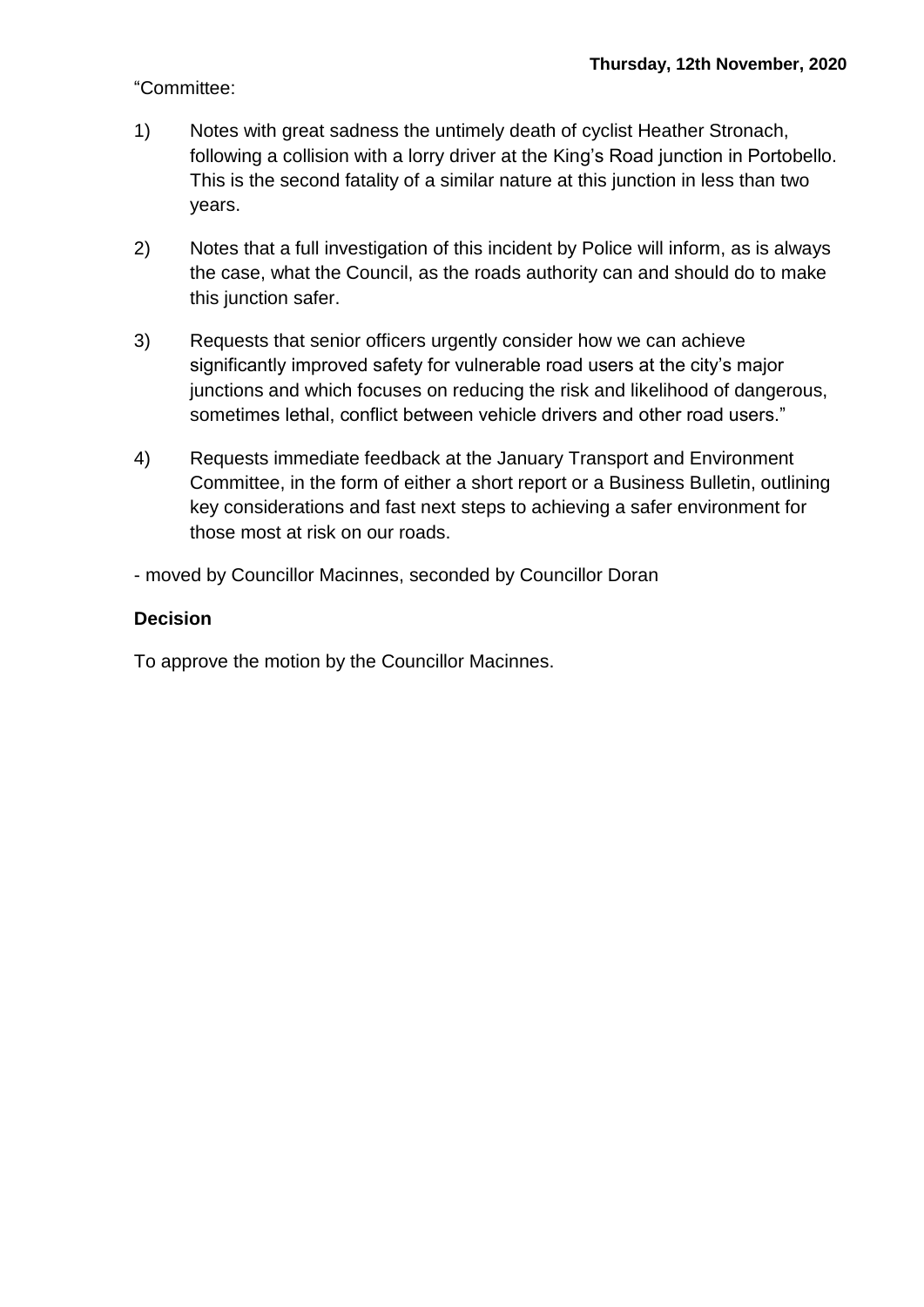"Committee:

1) Notes with great sadness the untimely death of cyclist Heather Stronach, following a collision with a lorry driver at the King's Road junction in Portobello. This is the second fatality of a similar nature at this junction in less than two years.

2) Notes that a full investigation of this incident by Police will inform, as is always the case, what the Council, as the roads authority can and should do to make this junction safer.

3) Requests that senior officers urgently consider how we can achieve significantly improved safety for vulnerable road users at the city's major junctions and which focuses on reducing the risk and likelihood of dangerous, sometimes lethal, conflict between vehicle drivers and other road users."

4) Requests immediate feedback at the January Transport and Environment Committee, in the form of either a short report or a Business Bulletin, outlining key considerations and fast next steps to achieving a safer environment for those most at risk on our roads.

- moved by Councillor Macinnes, seconded by Councillor Doran

**Decision**

To approve the motion by the Councillor Macinnes.